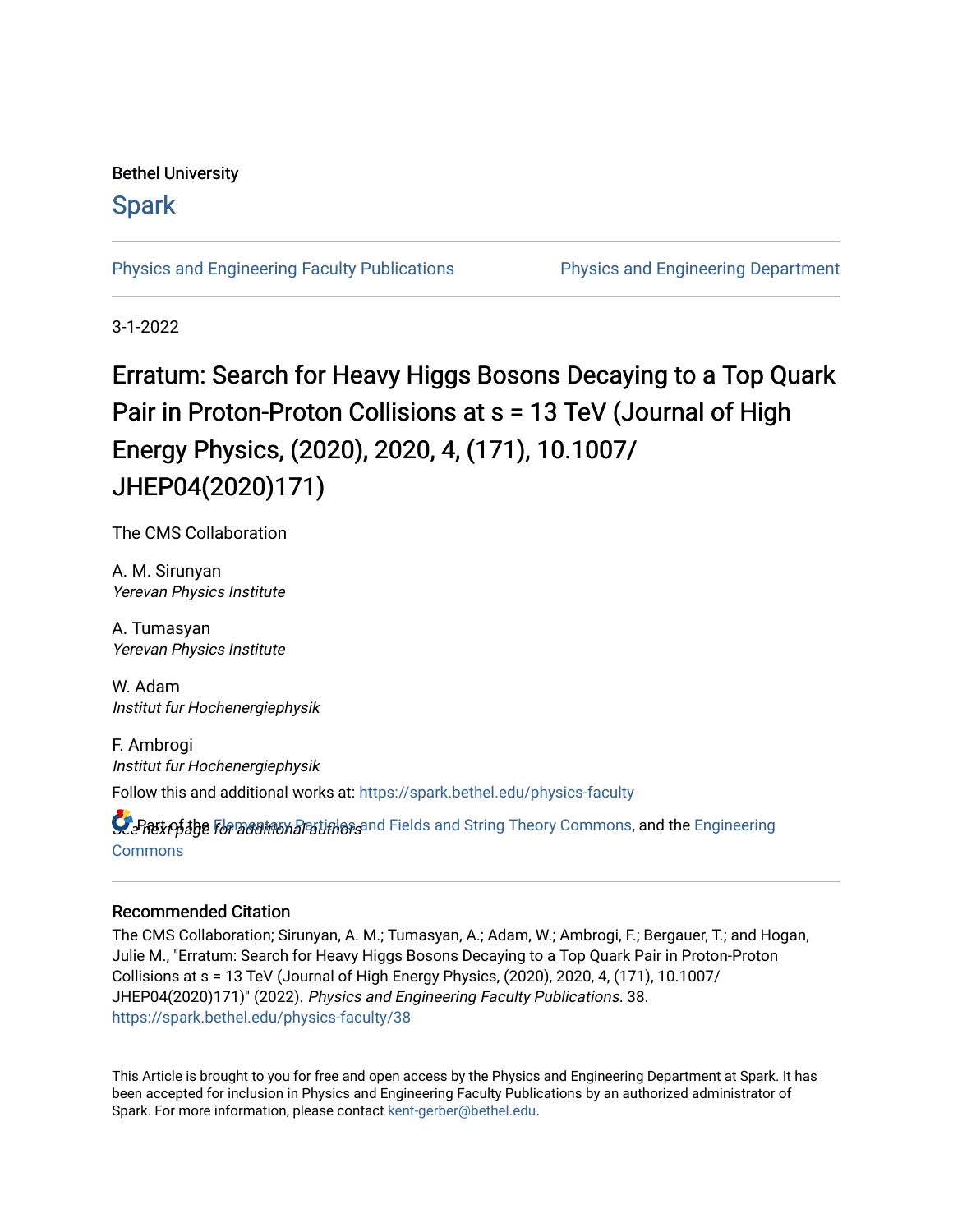Bethel University

# Spark

Physics and Engineering Faculty Publications

Physics and Engineering Department

3-1-2022

# Erratum: Search for Heavy Higgs Bosons Decaying to a Top Quark Pair in Proton-Proton Collisions at s = 13 TeV (Journal of High Energy Physics, (2020), 2020, 4, (171), 10.1007/JHEP04(2020)171)

The CMS Collaboration

A. M. Sirunyan
*Yerevan Physics Institute*

A. Tumasyan
*Yerevan Physics Institute*

W. Adam
*Institut fur Hochenergiephysik*

F. Ambrogi
*Institut fur Hochenergiephysik*

*See next page for additional authors*

Follow this and additional works at: https://spark.bethel.edu/physics-faculty

Part of the Elementary Particles and Fields and String Theory Commons, and the Engineering Commons

## Recommended Citation

The CMS Collaboration; Sirunyan, A. M.; Tumasyan, A.; Adam, W.; Ambrogi, F.; Bergauer, T.; and Hogan, Julie M., "Erratum: Search for Heavy Higgs Bosons Decaying to a Top Quark Pair in Proton-Proton Collisions at s = 13 TeV (Journal of High Energy Physics, (2020), 2020, 4, (171), 10.1007/JHEP04(2020)171)" (2022). *Physics and Engineering Faculty Publications*. 38.
https://spark.bethel.edu/physics-faculty/38

This Article is brought to you for free and open access by the Physics and Engineering Department at Spark. It has been accepted for inclusion in Physics and Engineering Faculty Publications by an authorized administrator of Spark. For more information, please contact kent-gerber@bethel.edu.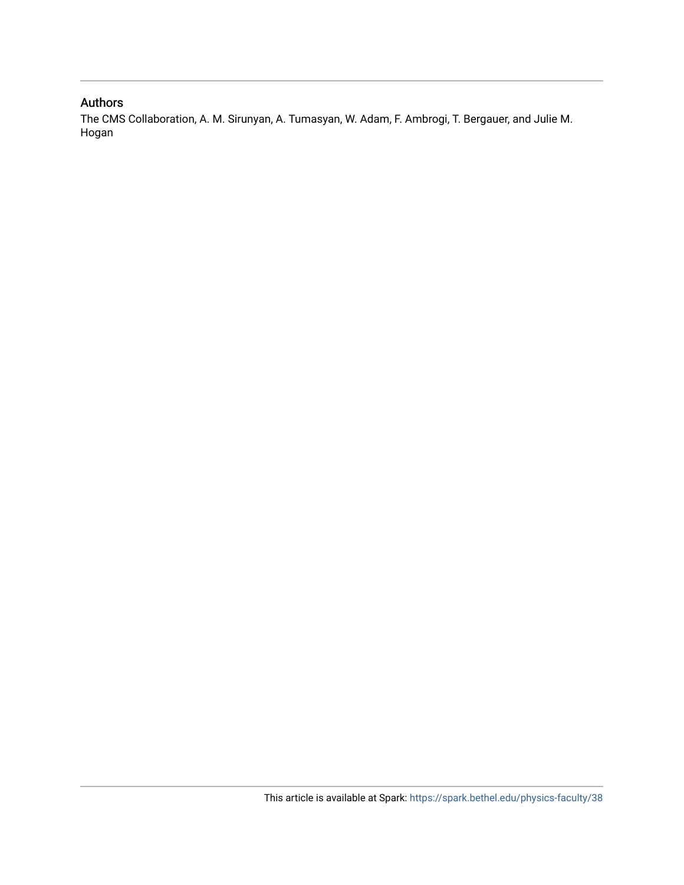## Authors

The CMS Collaboration, A. M. Sirunyan, A. Tumasyan, W. Adam, F. Ambrogi, T. Bergauer, and Julie M. Hogan

This article is available at Spark: https://spark.bethel.edu/physics-faculty/38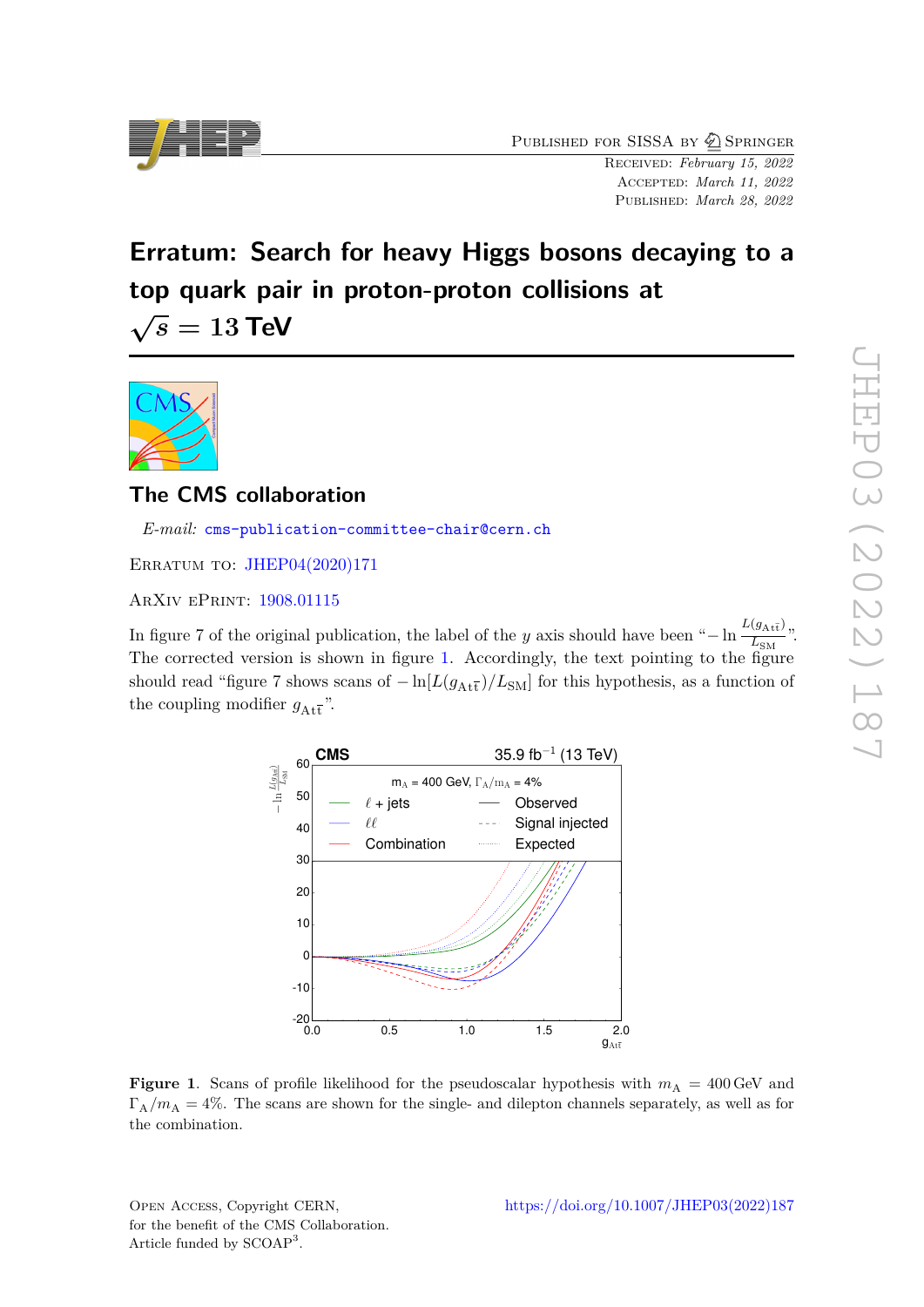Published for SISSA by Springer

Received: *February 15, 2022*
Accepted: *March 11, 2022*
Published: *March 28, 2022*

# Erratum: Search for heavy Higgs bosons decaying to a top quark pair in proton-proton collisions at $\sqrt{s} = 13\,\text{TeV}$

## The CMS collaboration

*E-mail:* cms-publication-committee-chair@cern.ch

Erratum to: JHEP04(2020)171

ArXiv ePrint: 1908.01115

In figure 7 of the original publication, the label of the $y$ axis should have been "$-\ln\frac{L(g_{\mathrm{At\bar{t}}})}{L_{\mathrm{SM}}}$". The corrected version is shown in figure 1. Accordingly, the text pointing to the figure should read "figure 7 shows scans of $-\ln[L(g_{\mathrm{At\bar{t}}})/L_{\mathrm{SM}}]$ for this hypothesis, as a function of the coupling modifier $g_{\mathrm{At\bar{t}}}$".

**Figure 1**. Scans of profile likelihood for the pseudoscalar hypothesis with $m_{\mathrm{A}} = 400\,\text{GeV}$ and $\Gamma_{\mathrm{A}}/m_{\mathrm{A}} = 4\%$. The scans are shown for the single- and dilepton channels separately, as well as for the combination.

Open Access, Copyright CERN, for the benefit of the CMS Collaboration. Article funded by SCOAP[3].

https://doi.org/10.1007/JHEP03(2022)187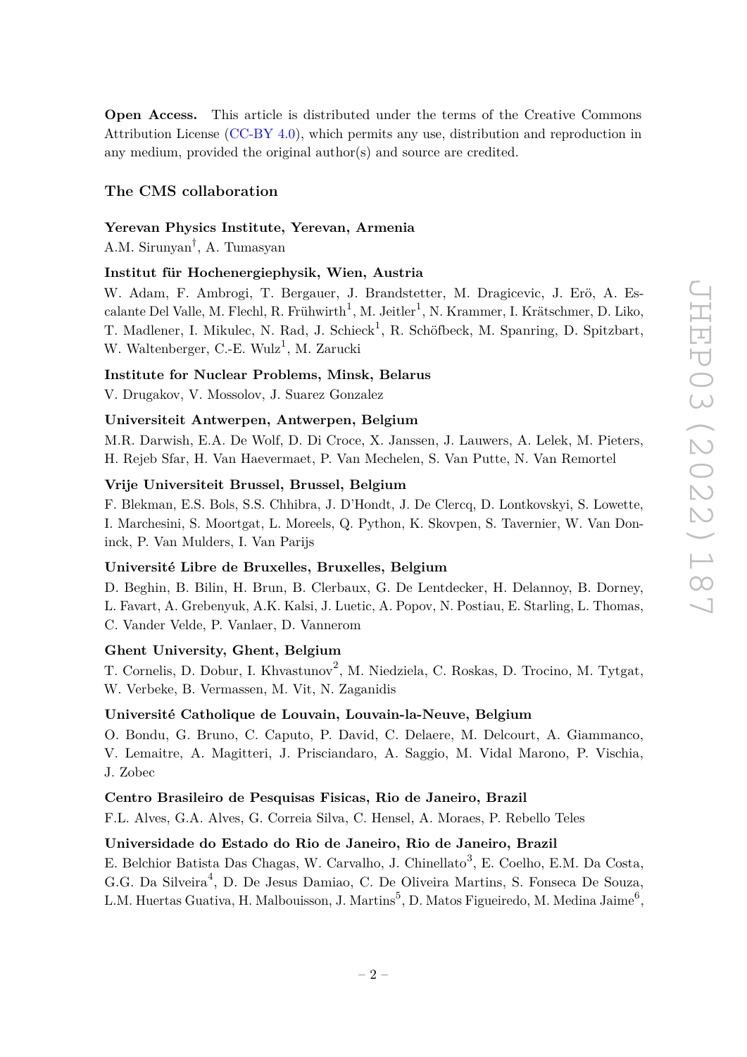**Open Access.** This article is distributed under the terms of the Creative Commons Attribution License (CC-BY 4.0), which permits any use, distribution and reproduction in any medium, provided the original author(s) and source are credited.

## The CMS collaboration

**Yerevan Physics Institute, Yerevan, Armenia**
A.M. Sirunyan[†], A. Tumasyan

**Institut für Hochenergiephysik, Wien, Austria**
W. Adam, F. Ambrogi, T. Bergauer, J. Brandstetter, M. Dragicevic, J. Erö, A. Escalante Del Valle, M. Flechl, R. Frühwirth[1], M. Jeitler[1], N. Krammer, I. Krätschmer, D. Liko, T. Madlener, I. Mikulec, N. Rad, J. Schieck[1], R. Schöfbeck, M. Spanring, D. Spitzbart, W. Waltenberger, C.-E. Wulz[1], M. Zarucki

**Institute for Nuclear Problems, Minsk, Belarus**
V. Drugakov, V. Mossolov, J. Suarez Gonzalez

**Universiteit Antwerpen, Antwerpen, Belgium**
M.R. Darwish, E.A. De Wolf, D. Di Croce, X. Janssen, J. Lauwers, A. Lelek, M. Pieters, H. Rejeb Sfar, H. Van Haevermaet, P. Van Mechelen, S. Van Putte, N. Van Remortel

**Vrije Universiteit Brussel, Brussel, Belgium**
F. Blekman, E.S. Bols, S.S. Chhibra, J. D'Hondt, J. De Clercq, D. Lontkovskyi, S. Lowette, I. Marchesini, S. Moortgat, L. Moreels, Q. Python, K. Skovpen, S. Tavernier, W. Van Doninck, P. Van Mulders, I. Van Parijs

**Université Libre de Bruxelles, Bruxelles, Belgium**
D. Beghin, B. Bilin, H. Brun, B. Clerbaux, G. De Lentdecker, H. Delannoy, B. Dorney, L. Favart, A. Grebenyuk, A.K. Kalsi, J. Luetic, A. Popov, N. Postiau, E. Starling, L. Thomas, C. Vander Velde, P. Vanlaer, D. Vannerom

**Ghent University, Ghent, Belgium**
T. Cornelis, D. Dobur, I. Khvastunov[2], M. Niedziela, C. Roskas, D. Trocino, M. Tytgat, W. Verbeke, B. Vermassen, M. Vit, N. Zaganidis

**Université Catholique de Louvain, Louvain-la-Neuve, Belgium**
O. Bondu, G. Bruno, C. Caputo, P. David, C. Delaere, M. Delcourt, A. Giammanco, V. Lemaitre, A. Magitteri, J. Prisciandaro, A. Saggio, M. Vidal Marono, P. Vischia, J. Zobec

**Centro Brasileiro de Pesquisas Fisicas, Rio de Janeiro, Brazil**
F.L. Alves, G.A. Alves, G. Correia Silva, C. Hensel, A. Moraes, P. Rebello Teles

**Universidade do Estado do Rio de Janeiro, Rio de Janeiro, Brazil**
E. Belchior Batista Das Chagas, W. Carvalho, J. Chinellato[3], E. Coelho, E.M. Da Costa, G.G. Da Silveira[4], D. De Jesus Damiao, C. De Oliveira Martins, S. Fonseca De Souza, L.M. Huertas Guativa, H. Malbouisson, J. Martins[5], D. Matos Figueiredo, M. Medina Jaime[6],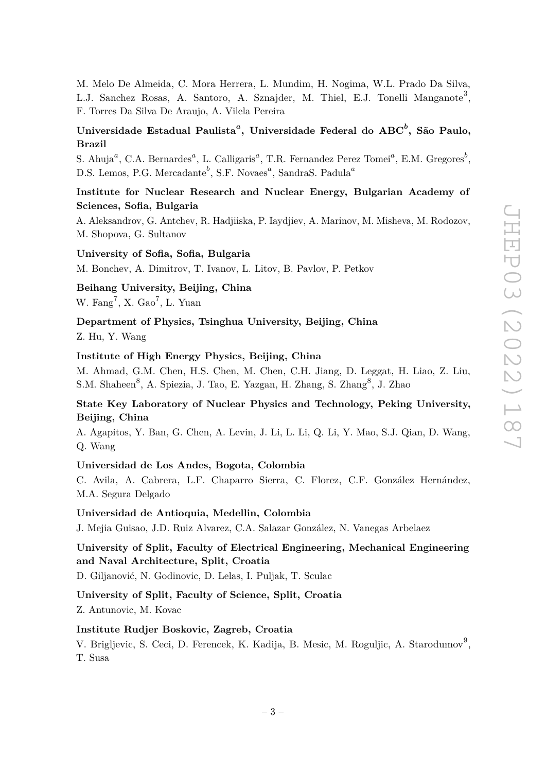M. Melo De Almeida, C. Mora Herrera, L. Mundim, H. Nogima, W.L. Prado Da Silva, L.J. Sanchez Rosas, A. Santoro, A. Sznajder, M. Thiel, E.J. Tonelli Manganote[3], F. Torres Da Silva De Araujo, A. Vilela Pereira

**Universidade Estadual Paulista[a], Universidade Federal do ABC[b], São Paulo, Brazil**

S. Ahuja[a], C.A. Bernardes[a], L. Calligaris[a], T.R. Fernandez Perez Tomei[a], E.M. Gregores[b], D.S. Lemos, P.G. Mercadante[b], S.F. Novaes[a], SandraS. Padula[a]

**Institute for Nuclear Research and Nuclear Energy, Bulgarian Academy of Sciences, Sofia, Bulgaria**

A. Aleksandrov, G. Antchev, R. Hadjiiska, P. Iaydjiev, A. Marinov, M. Misheva, M. Rodozov, M. Shopova, G. Sultanov

**University of Sofia, Sofia, Bulgaria**

M. Bonchev, A. Dimitrov, T. Ivanov, L. Litov, B. Pavlov, P. Petkov

**Beihang University, Beijing, China**

W. Fang[7], X. Gao[7], L. Yuan

**Department of Physics, Tsinghua University, Beijing, China**

Z. Hu, Y. Wang

**Institute of High Energy Physics, Beijing, China**

M. Ahmad, G.M. Chen, H.S. Chen, M. Chen, C.H. Jiang, D. Leggat, H. Liao, Z. Liu, S.M. Shaheen[8], A. Spiezia, J. Tao, E. Yazgan, H. Zhang, S. Zhang[8], J. Zhao

**State Key Laboratory of Nuclear Physics and Technology, Peking University, Beijing, China**

A. Agapitos, Y. Ban, G. Chen, A. Levin, J. Li, L. Li, Q. Li, Y. Mao, S.J. Qian, D. Wang, Q. Wang

**Universidad de Los Andes, Bogota, Colombia**

C. Avila, A. Cabrera, L.F. Chaparro Sierra, C. Florez, C.F. González Hernández, M.A. Segura Delgado

**Universidad de Antioquia, Medellin, Colombia**

J. Mejia Guisao, J.D. Ruiz Alvarez, C.A. Salazar González, N. Vanegas Arbelaez

**University of Split, Faculty of Electrical Engineering, Mechanical Engineering and Naval Architecture, Split, Croatia**

D. Giljanović, N. Godinovic, D. Lelas, I. Puljak, T. Sculac

**University of Split, Faculty of Science, Split, Croatia**

Z. Antunovic, M. Kovac

**Institute Rudjer Boskovic, Zagreb, Croatia**

V. Brigljevic, S. Ceci, D. Ferencek, K. Kadija, B. Mesic, M. Roguljic, A. Starodumov[9], T. Susa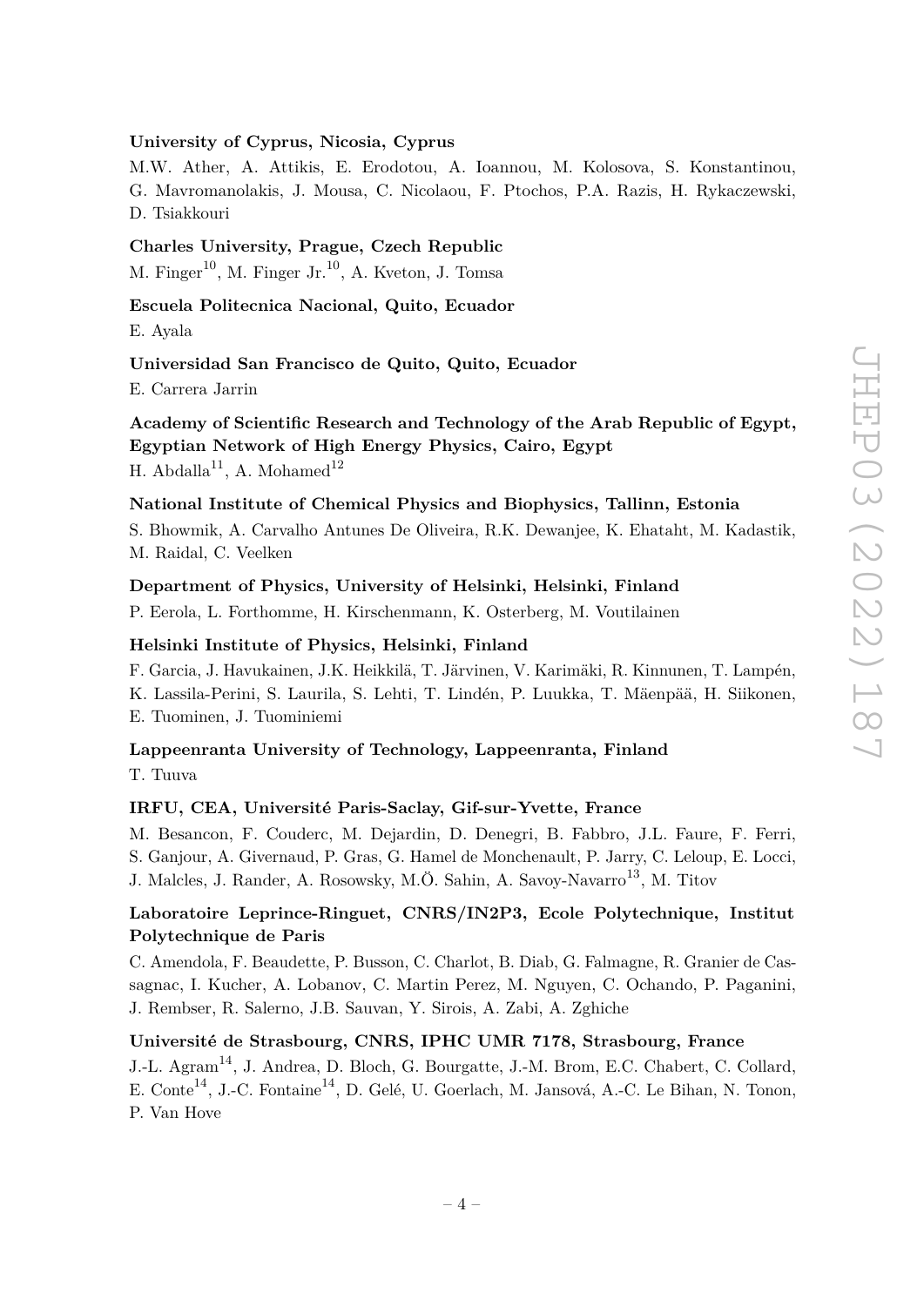**University of Cyprus, Nicosia, Cyprus**

M.W. Ather, A. Attikis, E. Erodotou, A. Ioannou, M. Kolosova, S. Konstantinou, G. Mavromanolakis, J. Mousa, C. Nicolaou, F. Ptochos, P.A. Razis, H. Rykaczewski, D. Tsiakkouri

**Charles University, Prague, Czech Republic**

M. Finger[10], M. Finger Jr.[10], A. Kveton, J. Tomsa

**Escuela Politecnica Nacional, Quito, Ecuador**

E. Ayala

**Universidad San Francisco de Quito, Quito, Ecuador**

E. Carrera Jarrin

**Academy of Scientific Research and Technology of the Arab Republic of Egypt, Egyptian Network of High Energy Physics, Cairo, Egypt**

H. Abdalla[11], A. Mohamed[12]

**National Institute of Chemical Physics and Biophysics, Tallinn, Estonia**

S. Bhowmik, A. Carvalho Antunes De Oliveira, R.K. Dewanjee, K. Ehataht, M. Kadastik, M. Raidal, C. Veelken

**Department of Physics, University of Helsinki, Helsinki, Finland**

P. Eerola, L. Forthomme, H. Kirschenmann, K. Osterberg, M. Voutilainen

**Helsinki Institute of Physics, Helsinki, Finland**

F. Garcia, J. Havukainen, J.K. Heikkilä, T. Järvinen, V. Karimäki, R. Kinnunen, T. Lampén, K. Lassila-Perini, S. Laurila, S. Lehti, T. Lindén, P. Luukka, T. Mäenpää, H. Siikonen, E. Tuominen, J. Tuominiemi

**Lappeenranta University of Technology, Lappeenranta, Finland**

T. Tuuva

**IRFU, CEA, Université Paris-Saclay, Gif-sur-Yvette, France**

M. Besancon, F. Couderc, M. Dejardin, D. Denegri, B. Fabbro, J.L. Faure, F. Ferri, S. Ganjour, A. Givernaud, P. Gras, G. Hamel de Monchenault, P. Jarry, C. Leloup, E. Locci, J. Malcles, J. Rander, A. Rosowsky, M.Ö. Sahin, A. Savoy-Navarro[13], M. Titov

**Laboratoire Leprince-Ringuet, CNRS/IN2P3, Ecole Polytechnique, Institut Polytechnique de Paris**

C. Amendola, F. Beaudette, P. Busson, C. Charlot, B. Diab, G. Falmagne, R. Granier de Cassagnac, I. Kucher, A. Lobanov, C. Martin Perez, M. Nguyen, C. Ochando, P. Paganini, J. Rembser, R. Salerno, J.B. Sauvan, Y. Sirois, A. Zabi, A. Zghiche

**Université de Strasbourg, CNRS, IPHC UMR 7178, Strasbourg, France**

J.-L. Agram[14], J. Andrea, D. Bloch, G. Bourgatte, J.-M. Brom, E.C. Chabert, C. Collard, E. Conte[14], J.-C. Fontaine[14], D. Gelé, U. Goerlach, M. Jansová, A.-C. Le Bihan, N. Tonon, P. Van Hove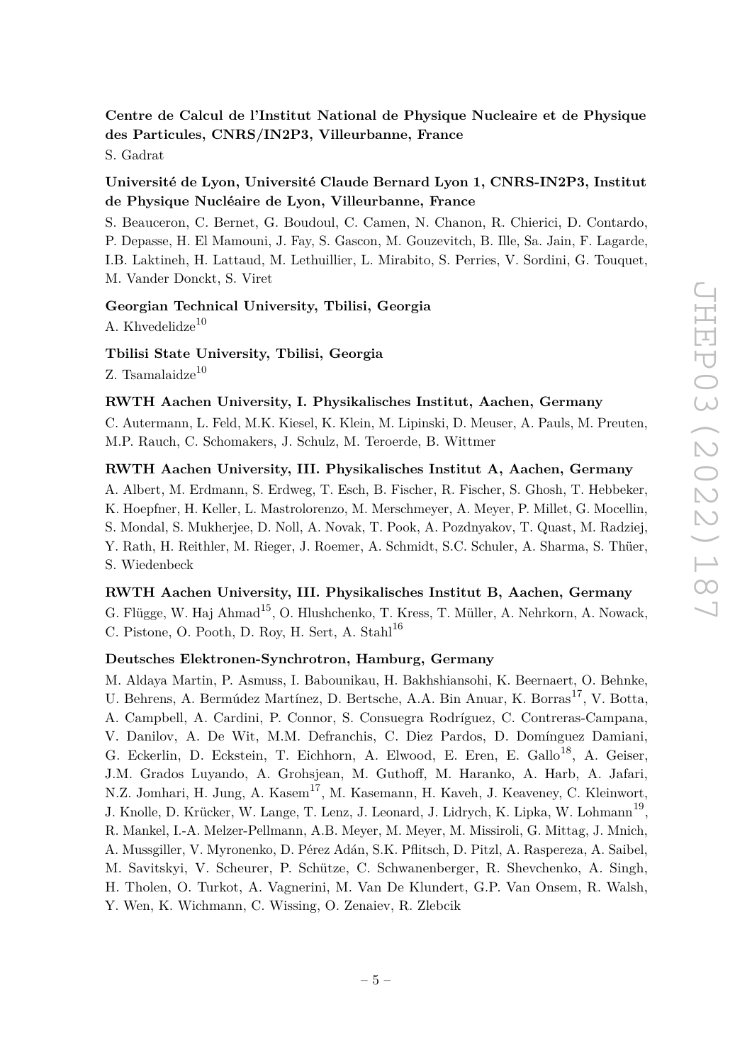**Centre de Calcul de l'Institut National de Physique Nucleaire et de Physique des Particules, CNRS/IN2P3, Villeurbanne, France**

S. Gadrat

**Université de Lyon, Université Claude Bernard Lyon 1, CNRS-IN2P3, Institut de Physique Nucléaire de Lyon, Villeurbanne, France**

S. Beauceron, C. Bernet, G. Boudoul, C. Camen, N. Chanon, R. Chierici, D. Contardo, P. Depasse, H. El Mamouni, J. Fay, S. Gascon, M. Gouzevitch, B. Ille, Sa. Jain, F. Lagarde, I.B. Laktineh, H. Lattaud, M. Lethuillier, L. Mirabito, S. Perries, V. Sordini, G. Touquet, M. Vander Donckt, S. Viret

**Georgian Technical University, Tbilisi, Georgia**

A. Khvedelidze[10]

**Tbilisi State University, Tbilisi, Georgia**

Z. Tsamalaidze[10]

**RWTH Aachen University, I. Physikalisches Institut, Aachen, Germany**

C. Autermann, L. Feld, M.K. Kiesel, K. Klein, M. Lipinski, D. Meuser, A. Pauls, M. Preuten, M.P. Rauch, C. Schomakers, J. Schulz, M. Teroerde, B. Wittmer

**RWTH Aachen University, III. Physikalisches Institut A, Aachen, Germany**

A. Albert, M. Erdmann, S. Erdweg, T. Esch, B. Fischer, R. Fischer, S. Ghosh, T. Hebbeker, K. Hoepfner, H. Keller, L. Mastrolorenzo, M. Merschmeyer, A. Meyer, P. Millet, G. Mocellin, S. Mondal, S. Mukherjee, D. Noll, A. Novak, T. Pook, A. Pozdnyakov, T. Quast, M. Radziej, Y. Rath, H. Reithler, M. Rieger, J. Roemer, A. Schmidt, S.C. Schuler, A. Sharma, S. Thüer, S. Wiedenbeck

**RWTH Aachen University, III. Physikalisches Institut B, Aachen, Germany**

G. Flügge, W. Haj Ahmad[15], O. Hlushchenko, T. Kress, T. Müller, A. Nehrkorn, A. Nowack, C. Pistone, O. Pooth, D. Roy, H. Sert, A. Stahl[16]

**Deutsches Elektronen-Synchrotron, Hamburg, Germany**

M. Aldaya Martin, P. Asmuss, I. Babounikau, H. Bakhshiansohi, K. Beernaert, O. Behnke, U. Behrens, A. Bermúdez Martínez, D. Bertsche, A.A. Bin Anuar, K. Borras[17], V. Botta, A. Campbell, A. Cardini, P. Connor, S. Consuegra Rodríguez, C. Contreras-Campana, V. Danilov, A. De Wit, M.M. Defranchis, C. Diez Pardos, D. Domínguez Damiani, G. Eckerlin, D. Eckstein, T. Eichhorn, A. Elwood, E. Eren, E. Gallo[18], A. Geiser, J.M. Grados Luyando, A. Grohsjean, M. Guthoff, M. Haranko, A. Harb, A. Jafari, N.Z. Jomhari, H. Jung, A. Kasem[17], M. Kasemann, H. Kaveh, J. Keaveney, C. Kleinwort, J. Knolle, D. Krücker, W. Lange, T. Lenz, J. Leonard, J. Lidrych, K. Lipka, W. Lohmann[19], R. Mankel, I.-A. Melzer-Pellmann, A.B. Meyer, M. Meyer, M. Missiroli, G. Mittag, J. Mnich, A. Mussgiller, V. Myronenko, D. Pérez Adán, S.K. Pflitsch, D. Pitzl, A. Raspereza, A. Saibel, M. Savitskyi, V. Scheurer, P. Schütze, C. Schwanenberger, R. Shevchenko, A. Singh, H. Tholen, O. Turkot, A. Vagnerini, M. Van De Klundert, G.P. Van Onsem, R. Walsh, Y. Wen, K. Wichmann, C. Wissing, O. Zenaiev, R. Zlebcik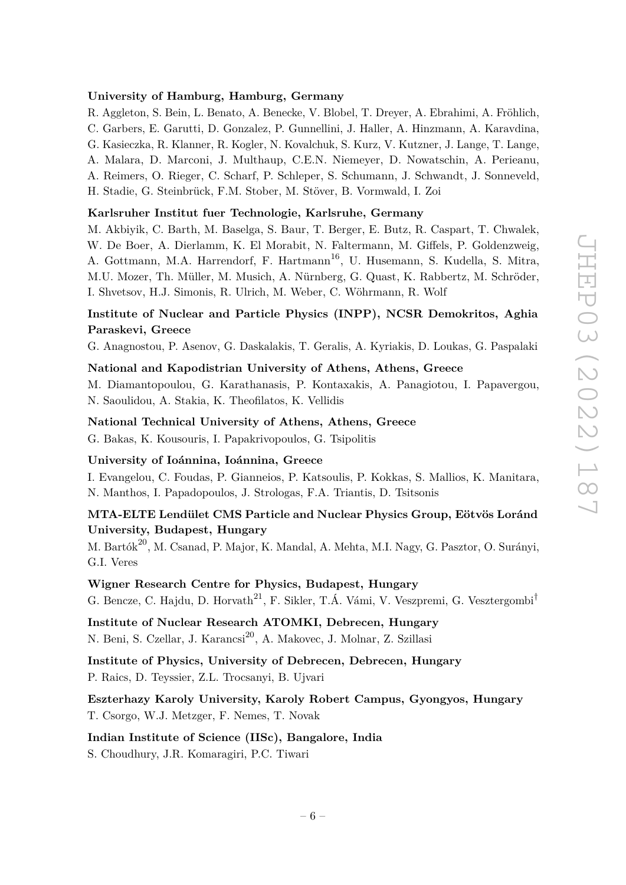**University of Hamburg, Hamburg, Germany**

R. Aggleton, S. Bein, L. Benato, A. Benecke, V. Blobel, T. Dreyer, A. Ebrahimi, A. Fröhlich, C. Garbers, E. Garutti, D. Gonzalez, P. Gunnellini, J. Haller, A. Hinzmann, A. Karavdina, G. Kasieczka, R. Klanner, R. Kogler, N. Kovalchuk, S. Kurz, V. Kutzner, J. Lange, T. Lange, A. Malara, D. Marconi, J. Multhaup, C.E.N. Niemeyer, D. Nowatschin, A. Perieanu, A. Reimers, O. Rieger, C. Scharf, P. Schleper, S. Schumann, J. Schwandt, J. Sonneveld, H. Stadie, G. Steinbrück, F.M. Stober, M. Stöver, B. Vormwald, I. Zoi

**Karlsruher Institut fuer Technologie, Karlsruhe, Germany**

M. Akbiyik, C. Barth, M. Baselga, S. Baur, T. Berger, E. Butz, R. Caspart, T. Chwalek, W. De Boer, A. Dierlamm, K. El Morabit, N. Faltermann, M. Giffels, P. Goldenzweig, A. Gottmann, M.A. Harrendorf, F. Hartmann[16], U. Husemann, S. Kudella, S. Mitra, M.U. Mozer, Th. Müller, M. Musich, A. Nürnberg, G. Quast, K. Rabbertz, M. Schröder, I. Shvetsov, H.J. Simonis, R. Ulrich, M. Weber, C. Wöhrmann, R. Wolf

**Institute of Nuclear and Particle Physics (INPP), NCSR Demokritos, Aghia Paraskevi, Greece**

G. Anagnostou, P. Asenov, G. Daskalakis, T. Geralis, A. Kyriakis, D. Loukas, G. Paspalaki

**National and Kapodistrian University of Athens, Athens, Greece**

M. Diamantopoulou, G. Karathanasis, P. Kontaxakis, A. Panagiotou, I. Papavergou, N. Saoulidou, A. Stakia, K. Theofilatos, K. Vellidis

**National Technical University of Athens, Athens, Greece**

G. Bakas, K. Kousouris, I. Papakrivopoulos, G. Tsipolitis

**University of Ioánnina, Ioánnina, Greece**

I. Evangelou, C. Foudas, P. Gianneios, P. Katsoulis, P. Kokkas, S. Mallios, K. Manitara, N. Manthos, I. Papadopoulos, J. Strologas, F.A. Triantis, D. Tsitsonis

**MTA-ELTE Lendület CMS Particle and Nuclear Physics Group, Eötvös Loránd University, Budapest, Hungary**

M. Bartók[20], M. Csanad, P. Major, K. Mandal, A. Mehta, M.I. Nagy, G. Pasztor, O. Surányi, G.I. Veres

**Wigner Research Centre for Physics, Budapest, Hungary**

G. Bencze, C. Hajdu, D. Horvath[21], F. Sikler, T.Á. Vámi, V. Veszpremi, G. Vesztergombi[†]

**Institute of Nuclear Research ATOMKI, Debrecen, Hungary**

N. Beni, S. Czellar, J. Karancsi[20], A. Makovec, J. Molnar, Z. Szillasi

**Institute of Physics, University of Debrecen, Debrecen, Hungary**

P. Raics, D. Teyssier, Z.L. Trocsanyi, B. Ujvari

**Eszterhazy Karoly University, Karoly Robert Campus, Gyongyos, Hungary**

T. Csorgo, W.J. Metzger, F. Nemes, T. Novak

**Indian Institute of Science (IISc), Bangalore, India**

S. Choudhury, J.R. Komaragiri, P.C. Tiwari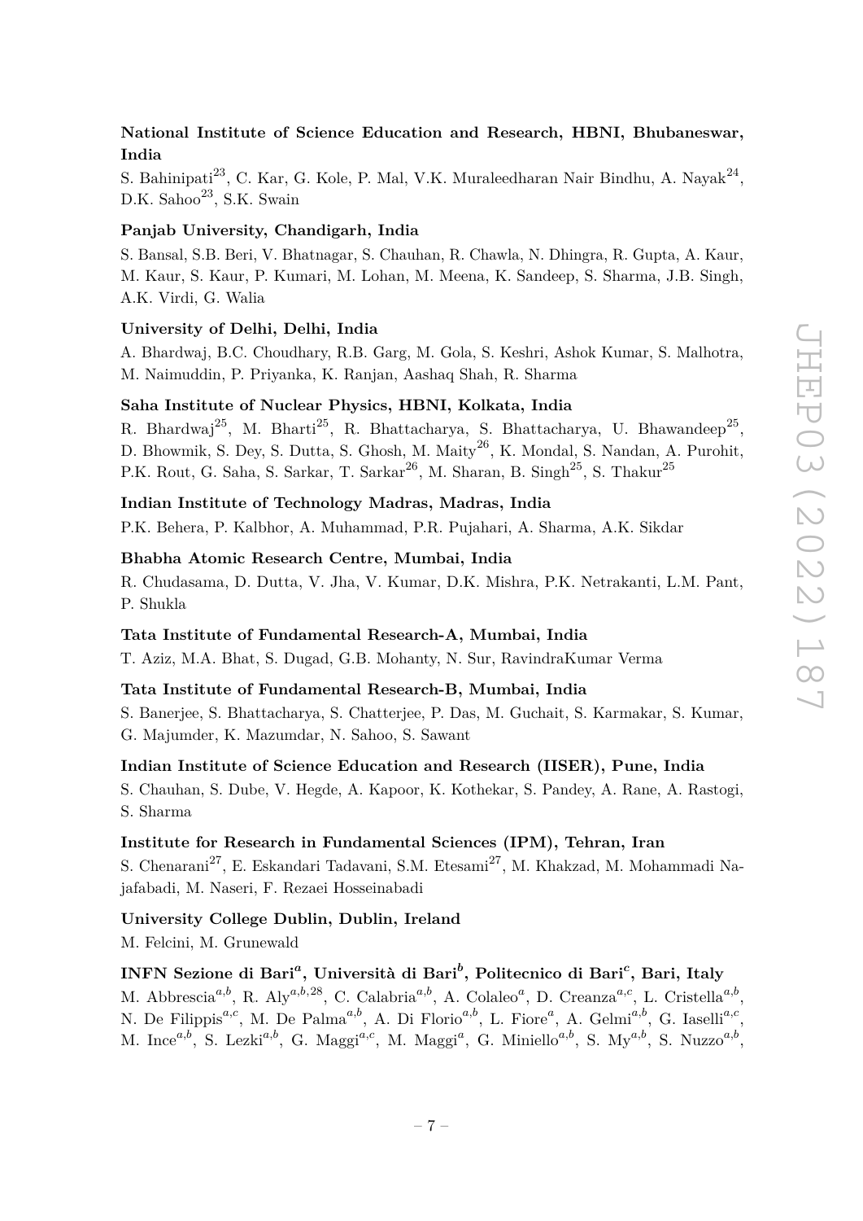**National Institute of Science Education and Research, HBNI, Bhubaneswar, India**

S. Bahinipati[23], C. Kar, G. Kole, P. Mal, V.K. Muraleedharan Nair Bindhu, A. Nayak[24], D.K. Sahoo[23], S.K. Swain

**Panjab University, Chandigarh, India**

S. Bansal, S.B. Beri, V. Bhatnagar, S. Chauhan, R. Chawla, N. Dhingra, R. Gupta, A. Kaur, M. Kaur, S. Kaur, P. Kumari, M. Lohan, M. Meena, K. Sandeep, S. Sharma, J.B. Singh, A.K. Virdi, G. Walia

**University of Delhi, Delhi, India**

A. Bhardwaj, B.C. Choudhary, R.B. Garg, M. Gola, S. Keshri, Ashok Kumar, S. Malhotra, M. Naimuddin, P. Priyanka, K. Ranjan, Aashaq Shah, R. Sharma

**Saha Institute of Nuclear Physics, HBNI, Kolkata, India**

R. Bhardwaj[25], M. Bharti[25], R. Bhattacharya, S. Bhattacharya, U. Bhawandeep[25], D. Bhowmik, S. Dey, S. Dutta, S. Ghosh, M. Maity[26], K. Mondal, S. Nandan, A. Purohit, P.K. Rout, G. Saha, S. Sarkar, T. Sarkar[26], M. Sharan, B. Singh[25], S. Thakur[25]

**Indian Institute of Technology Madras, Madras, India**

P.K. Behera, P. Kalbhor, A. Muhammad, P.R. Pujahari, A. Sharma, A.K. Sikdar

**Bhabha Atomic Research Centre, Mumbai, India**

R. Chudasama, D. Dutta, V. Jha, V. Kumar, D.K. Mishra, P.K. Netrakanti, L.M. Pant, P. Shukla

**Tata Institute of Fundamental Research-A, Mumbai, India**

T. Aziz, M.A. Bhat, S. Dugad, G.B. Mohanty, N. Sur, RavindraKumar Verma

**Tata Institute of Fundamental Research-B, Mumbai, India**

S. Banerjee, S. Bhattacharya, S. Chatterjee, P. Das, M. Guchait, S. Karmakar, S. Kumar, G. Majumder, K. Mazumdar, N. Sahoo, S. Sawant

**Indian Institute of Science Education and Research (IISER), Pune, India**

S. Chauhan, S. Dube, V. Hegde, A. Kapoor, K. Kothekar, S. Pandey, A. Rane, A. Rastogi, S. Sharma

**Institute for Research in Fundamental Sciences (IPM), Tehran, Iran**

S. Chenarani[27], E. Eskandari Tadavani, S.M. Etesami[27], M. Khakzad, M. Mohammadi Najafabadi, M. Naseri, F. Rezaei Hosseinabadi

**University College Dublin, Dublin, Ireland**

M. Felcini, M. Grunewald

**INFN Sezione di Bari[a], Università di Bari[b], Politecnico di Bari[c], Bari, Italy**

M. Abbrescia[a,b], R. Aly[a,b,28], C. Calabria[a,b], A. Colaleo[a], D. Creanza[a,c], L. Cristella[a,b], N. De Filippis[a,c], M. De Palma[a,b], A. Di Florio[a,b], L. Fiore[a], A. Gelmi[a,b], G. Iaselli[a,c], M. Ince[a,b], S. Lezki[a,b], G. Maggi[a,c], M. Maggi[a], G. Miniello[a,b], S. My[a,b], S. Nuzzo[a,b],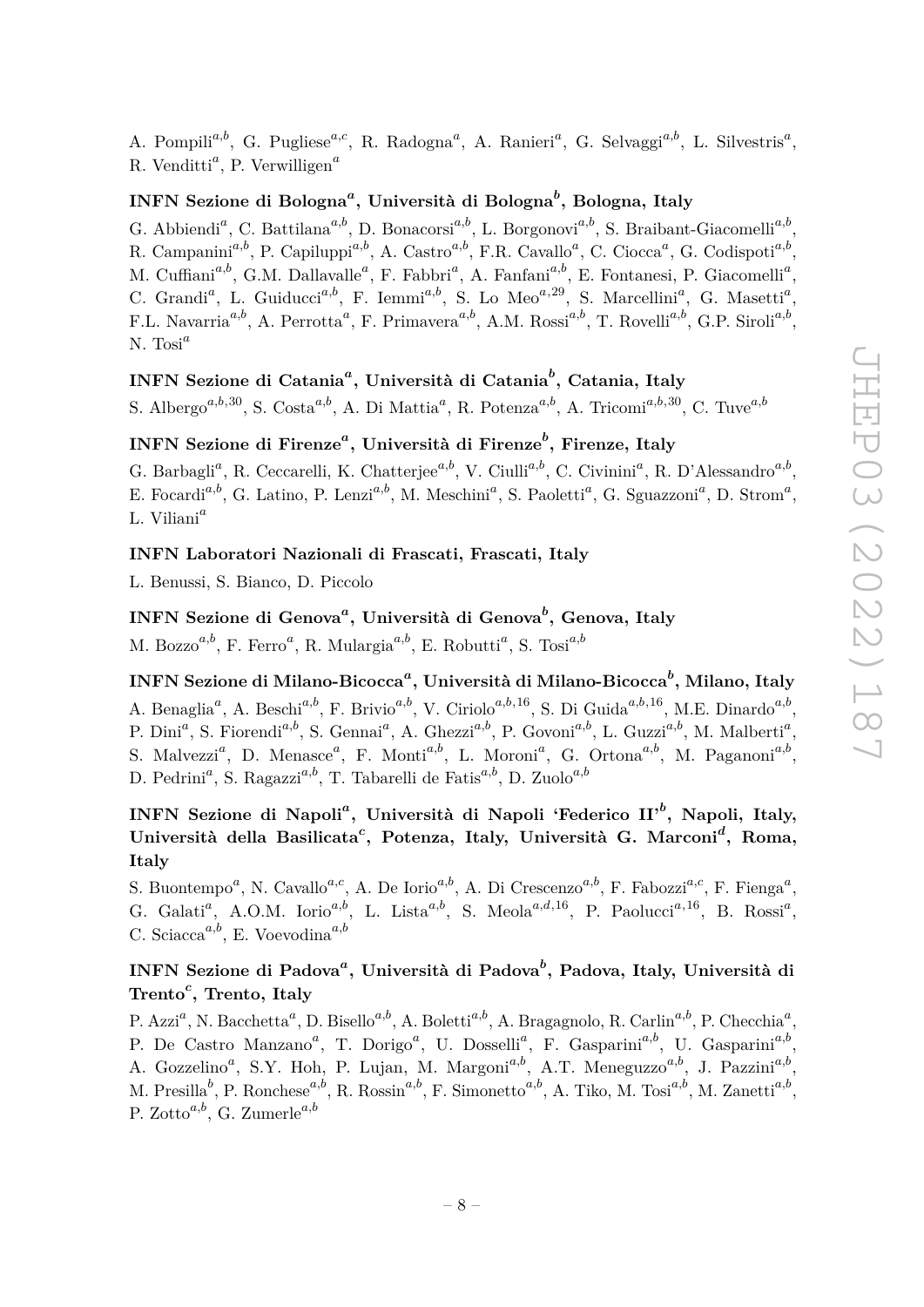A. Pompili[a,b], G. Pugliese[a,c], R. Radogna[a], A. Ranieri[a], G. Selvaggi[a,b], L. Silvestris[a], R. Venditti[a], P. Verwilligen[a]

### INFN Sezione di Bologna[a], Università di Bologna[b], Bologna, Italy

G. Abbiendi[a], C. Battilana[a,b], D. Bonacorsi[a,b], L. Borgonovi[a,b], S. Braibant-Giacomelli[a,b], R. Campanini[a,b], P. Capiluppi[a,b], A. Castro[a,b], F.R. Cavallo[a], C. Ciocca[a], G. Codispoti[a,b], M. Cuffiani[a,b], G.M. Dallavalle[a], F. Fabbri[a], A. Fanfani[a,b], E. Fontanesi, P. Giacomelli[a], C. Grandi[a], L. Guiducci[a,b], F. Iemmi[a,b], S. Lo Meo[a,29], S. Marcellini[a], G. Masetti[a], F.L. Navarria[a,b], A. Perrotta[a], F. Primavera[a,b], A.M. Rossi[a,b], T. Rovelli[a,b], G.P. Siroli[a,b], N. Tosi[a]

### INFN Sezione di Catania[a], Università di Catania[b], Catania, Italy

S. Albergo[a,b,30], S. Costa[a,b], A. Di Mattia[a], R. Potenza[a,b], A. Tricomi[a,b,30], C. Tuve[a,b]

### INFN Sezione di Firenze[a], Università di Firenze[b], Firenze, Italy

G. Barbagli[a], R. Ceccarelli, K. Chatterjee[a,b], V. Ciulli[a,b], C. Civinini[a], R. D'Alessandro[a,b], E. Focardi[a,b], G. Latino, P. Lenzi[a,b], M. Meschini[a], S. Paoletti[a], G. Sguazzoni[a], D. Strom[a], L. Viliani[a]

### INFN Laboratori Nazionali di Frascati, Frascati, Italy

L. Benussi, S. Bianco, D. Piccolo

### INFN Sezione di Genova[a], Università di Genova[b], Genova, Italy

M. Bozzo[a,b], F. Ferro[a], R. Mulargia[a,b], E. Robutti[a], S. Tosi[a,b]

### INFN Sezione di Milano-Bicocca[a], Università di Milano-Bicocca[b], Milano, Italy

A. Benaglia[a], A. Beschi[a,b], F. Brivio[a,b], V. Ciriolo[a,b,16], S. Di Guida[a,b,16], M.E. Dinardo[a,b], P. Dini[a], S. Fiorendi[a,b], S. Gennai[a], A. Ghezzi[a,b], P. Govoni[a,b], L. Guzzi[a,b], M. Malberti[a], S. Malvezzi[a], D. Menasce[a], F. Monti[a,b], L. Moroni[a], G. Ortona[a,b], M. Paganoni[a,b], D. Pedrini[a], S. Ragazzi[a,b], T. Tabarelli de Fatis[a,b], D. Zuolo[a,b]

### INFN Sezione di Napoli[a], Università di Napoli 'Federico II'[b], Napoli, Italy, Università della Basilicata[c], Potenza, Italy, Università G. Marconi[d], Roma, Italy

S. Buontempo[a], N. Cavallo[a,c], A. De Iorio[a,b], A. Di Crescenzo[a,b], F. Fabozzi[a,c], F. Fienga[a], G. Galati[a], A.O.M. Iorio[a,b], L. Lista[a,b], S. Meola[a,d,16], P. Paolucci[a,16], B. Rossi[a], C. Sciacca[a,b], E. Voevodina[a,b]

### INFN Sezione di Padova[a], Università di Padova[b], Padova, Italy, Università di Trento[c], Trento, Italy

P. Azzi[a], N. Bacchetta[a], D. Bisello[a,b], A. Boletti[a,b], A. Bragagnolo, R. Carlin[a,b], P. Checchia[a], P. De Castro Manzano[a], T. Dorigo[a], U. Dosselli[a], F. Gasparini[a,b], U. Gasparini[a,b], A. Gozzelino[a], S.Y. Hoh, P. Lujan, M. Margoni[a,b], A.T. Meneguzzo[a,b], J. Pazzini[a,b], M. Presilla[b], P. Ronchese[a,b], R. Rossin[a,b], F. Simonetto[a,b], A. Tiko, M. Tosi[a,b], M. Zanetti[a,b], P. Zotto[a,b], G. Zumerle[a,b]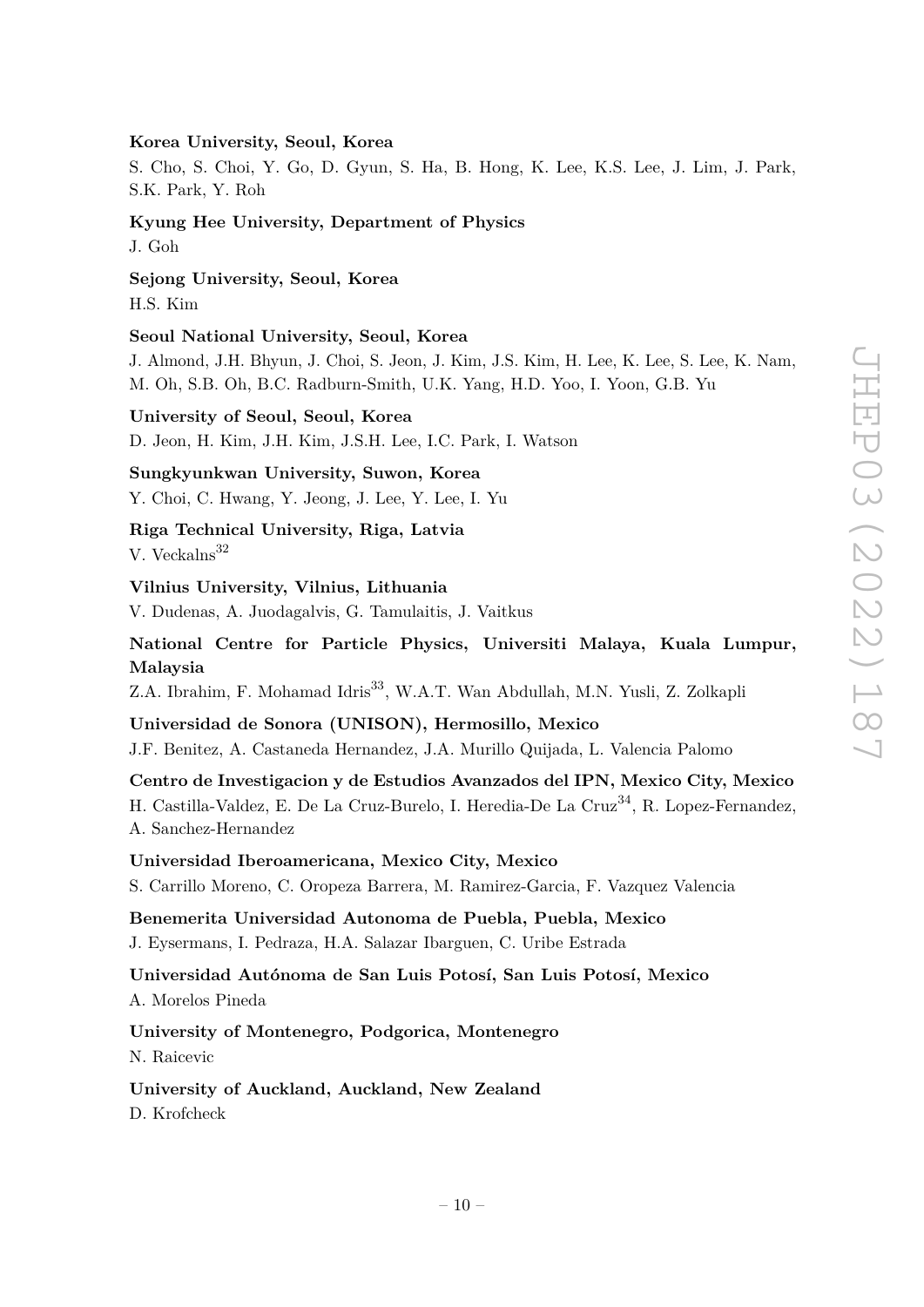**Korea University, Seoul, Korea**

S. Cho, S. Choi, Y. Go, D. Gyun, S. Ha, B. Hong, K. Lee, K.S. Lee, J. Lim, J. Park, S.K. Park, Y. Roh

**Kyung Hee University, Department of Physics**

J. Goh

**Sejong University, Seoul, Korea**

H.S. Kim

**Seoul National University, Seoul, Korea**

J. Almond, J.H. Bhyun, J. Choi, S. Jeon, J. Kim, J.S. Kim, H. Lee, K. Lee, S. Lee, K. Nam, M. Oh, S.B. Oh, B.C. Radburn-Smith, U.K. Yang, H.D. Yoo, I. Yoon, G.B. Yu

**University of Seoul, Seoul, Korea**

D. Jeon, H. Kim, J.H. Kim, J.S.H. Lee, I.C. Park, I. Watson

**Sungkyunkwan University, Suwon, Korea**

Y. Choi, C. Hwang, Y. Jeong, J. Lee, Y. Lee, I. Yu

**Riga Technical University, Riga, Latvia**

V. Veckalns[32]

**Vilnius University, Vilnius, Lithuania**

V. Dudenas, A. Juodagalvis, G. Tamulaitis, J. Vaitkus

**National Centre for Particle Physics, Universiti Malaya, Kuala Lumpur, Malaysia**

Z.A. Ibrahim, F. Mohamad Idris[33], W.A.T. Wan Abdullah, M.N. Yusli, Z. Zolkapli

**Universidad de Sonora (UNISON), Hermosillo, Mexico**

J.F. Benitez, A. Castaneda Hernandez, J.A. Murillo Quijada, L. Valencia Palomo

**Centro de Investigacion y de Estudios Avanzados del IPN, Mexico City, Mexico**

H. Castilla-Valdez, E. De La Cruz-Burelo, I. Heredia-De La Cruz[34], R. Lopez-Fernandez, A. Sanchez-Hernandez

**Universidad Iberoamericana, Mexico City, Mexico**

S. Carrillo Moreno, C. Oropeza Barrera, M. Ramirez-Garcia, F. Vazquez Valencia

**Benemerita Universidad Autonoma de Puebla, Puebla, Mexico**

J. Eysermans, I. Pedraza, H.A. Salazar Ibarguen, C. Uribe Estrada

**Universidad Autónoma de San Luis Potosí, San Luis Potosí, Mexico**

A. Morelos Pineda

**University of Montenegro, Podgorica, Montenegro**

N. Raicevic

**University of Auckland, Auckland, New Zealand**

D. Krofcheck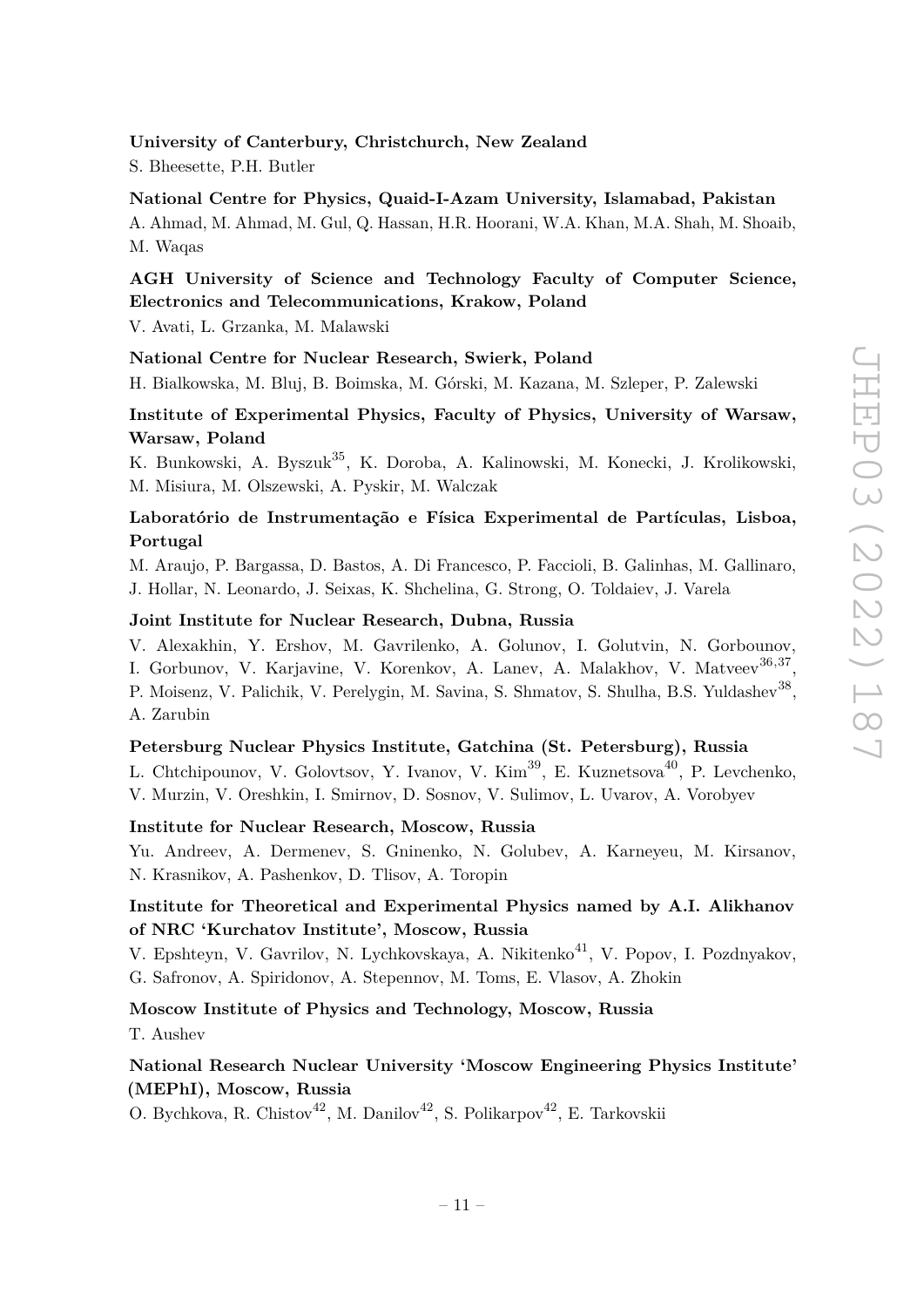**University of Canterbury, Christchurch, New Zealand**

S. Bheesette, P.H. Butler

**National Centre for Physics, Quaid-I-Azam University, Islamabad, Pakistan**

A. Ahmad, M. Ahmad, M. Gul, Q. Hassan, H.R. Hoorani, W.A. Khan, M.A. Shah, M. Shoaib, M. Waqas

**AGH University of Science and Technology Faculty of Computer Science, Electronics and Telecommunications, Krakow, Poland**

V. Avati, L. Grzanka, M. Malawski

**National Centre for Nuclear Research, Swierk, Poland**

H. Bialkowska, M. Bluj, B. Boimska, M. Górski, M. Kazana, M. Szleper, P. Zalewski

**Institute of Experimental Physics, Faculty of Physics, University of Warsaw, Warsaw, Poland**

K. Bunkowski, A. Byszuk[35], K. Doroba, A. Kalinowski, M. Konecki, J. Krolikowski, M. Misiura, M. Olszewski, A. Pyskir, M. Walczak

**Laboratório de Instrumentação e Física Experimental de Partículas, Lisboa, Portugal**

M. Araujo, P. Bargassa, D. Bastos, A. Di Francesco, P. Faccioli, B. Galinhas, M. Gallinaro, J. Hollar, N. Leonardo, J. Seixas, K. Shchelina, G. Strong, O. Toldaiev, J. Varela

**Joint Institute for Nuclear Research, Dubna, Russia**

V. Alexakhin, Y. Ershov, M. Gavrilenko, A. Golunov, I. Golutvin, N. Gorbounov, I. Gorbunov, V. Karjavine, V. Korenkov, A. Lanev, A. Malakhov, V. Matveev[36,37], P. Moisenz, V. Palichik, V. Perelygin, M. Savina, S. Shmatov, S. Shulha, B.S. Yuldashev[38], A. Zarubin

**Petersburg Nuclear Physics Institute, Gatchina (St. Petersburg), Russia**

L. Chtchipounov, V. Golovtsov, Y. Ivanov, V. Kim[39], E. Kuznetsova[40], P. Levchenko, V. Murzin, V. Oreshkin, I. Smirnov, D. Sosnov, V. Sulimov, L. Uvarov, A. Vorobyev

**Institute for Nuclear Research, Moscow, Russia**

Yu. Andreev, A. Dermenev, S. Gninenko, N. Golubev, A. Karneyeu, M. Kirsanov, N. Krasnikov, A. Pashenkov, D. Tlisov, A. Toropin

**Institute for Theoretical and Experimental Physics named by A.I. Alikhanov of NRC 'Kurchatov Institute', Moscow, Russia**

V. Epshteyn, V. Gavrilov, N. Lychkovskaya, A. Nikitenko[41], V. Popov, I. Pozdnyakov, G. Safronov, A. Spiridonov, A. Stepennov, M. Toms, E. Vlasov, A. Zhokin

**Moscow Institute of Physics and Technology, Moscow, Russia**

T. Aushev

**National Research Nuclear University 'Moscow Engineering Physics Institute' (MEPhI), Moscow, Russia**

O. Bychkova, R. Chistov[42], M. Danilov[42], S. Polikarpov[42], E. Tarkovskii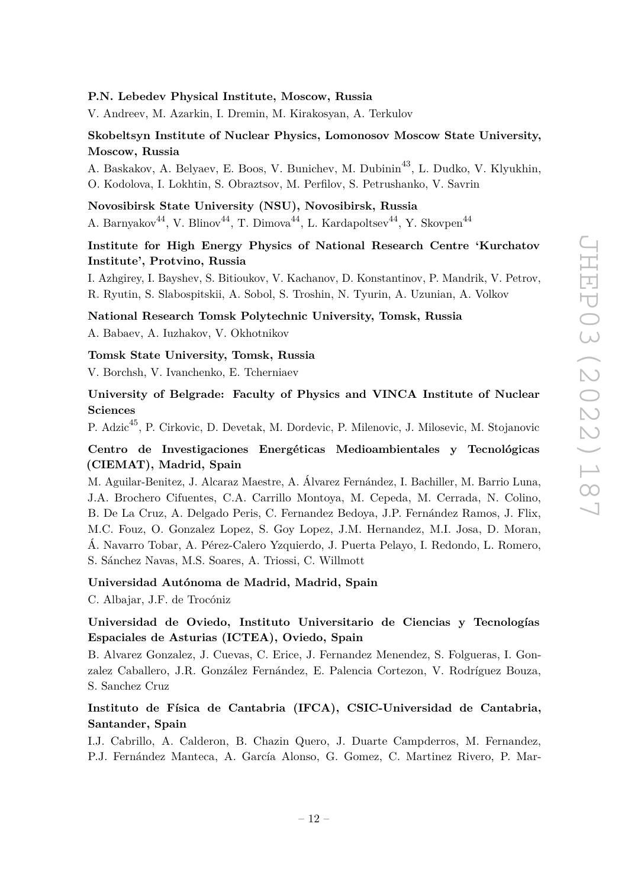**P.N. Lebedev Physical Institute, Moscow, Russia**

V. Andreev, M. Azarkin, I. Dremin, M. Kirakosyan, A. Terkulov

**Skobeltsyn Institute of Nuclear Physics, Lomonosov Moscow State University, Moscow, Russia**

A. Baskakov, A. Belyaev, E. Boos, V. Bunichev, M. Dubinin[43], L. Dudko, V. Klyukhin, O. Kodolova, I. Lokhtin, S. Obraztsov, M. Perfilov, S. Petrushanko, V. Savrin

**Novosibirsk State University (NSU), Novosibirsk, Russia**

A. Barnyakov[44], V. Blinov[44], T. Dimova[44], L. Kardapoltsev[44], Y. Skovpen[44]

**Institute for High Energy Physics of National Research Centre 'Kurchatov Institute', Protvino, Russia**

I. Azhgirey, I. Bayshev, S. Bitioukov, V. Kachanov, D. Konstantinov, P. Mandrik, V. Petrov, R. Ryutin, S. Slabospitskii, A. Sobol, S. Troshin, N. Tyurin, A. Uzunian, A. Volkov

**National Research Tomsk Polytechnic University, Tomsk, Russia**

A. Babaev, A. Iuzhakov, V. Okhotnikov

**Tomsk State University, Tomsk, Russia**

V. Borchsh, V. Ivanchenko, E. Tcherniaev

**University of Belgrade: Faculty of Physics and VINCA Institute of Nuclear Sciences**

P. Adzic[45], P. Cirkovic, D. Devetak, M. Dordevic, P. Milenovic, J. Milosevic, M. Stojanovic

**Centro de Investigaciones Energéticas Medioambientales y Tecnológicas (CIEMAT), Madrid, Spain**

M. Aguilar-Benitez, J. Alcaraz Maestre, A. Álvarez Fernández, I. Bachiller, M. Barrio Luna, J.A. Brochero Cifuentes, C.A. Carrillo Montoya, M. Cepeda, M. Cerrada, N. Colino, B. De La Cruz, A. Delgado Peris, C. Fernandez Bedoya, J.P. Fernández Ramos, J. Flix, M.C. Fouz, O. Gonzalez Lopez, S. Goy Lopez, J.M. Hernandez, M.I. Josa, D. Moran, Á. Navarro Tobar, A. Pérez-Calero Yzquierdo, J. Puerta Pelayo, I. Redondo, L. Romero, S. Sánchez Navas, M.S. Soares, A. Triossi, C. Willmott

**Universidad Autónoma de Madrid, Madrid, Spain**

C. Albajar, J.F. de Trocóniz

**Universidad de Oviedo, Instituto Universitario de Ciencias y Tecnologías Espaciales de Asturias (ICTEA), Oviedo, Spain**

B. Alvarez Gonzalez, J. Cuevas, C. Erice, J. Fernandez Menendez, S. Folgueras, I. Gonzalez Caballero, J.R. González Fernández, E. Palencia Cortezon, V. Rodríguez Bouza, S. Sanchez Cruz

**Instituto de Física de Cantabria (IFCA), CSIC-Universidad de Cantabria, Santander, Spain**

I.J. Cabrillo, A. Calderon, B. Chazin Quero, J. Duarte Campderros, M. Fernandez, P.J. Fernández Manteca, A. García Alonso, G. Gomez, C. Martinez Rivero, P. Mar-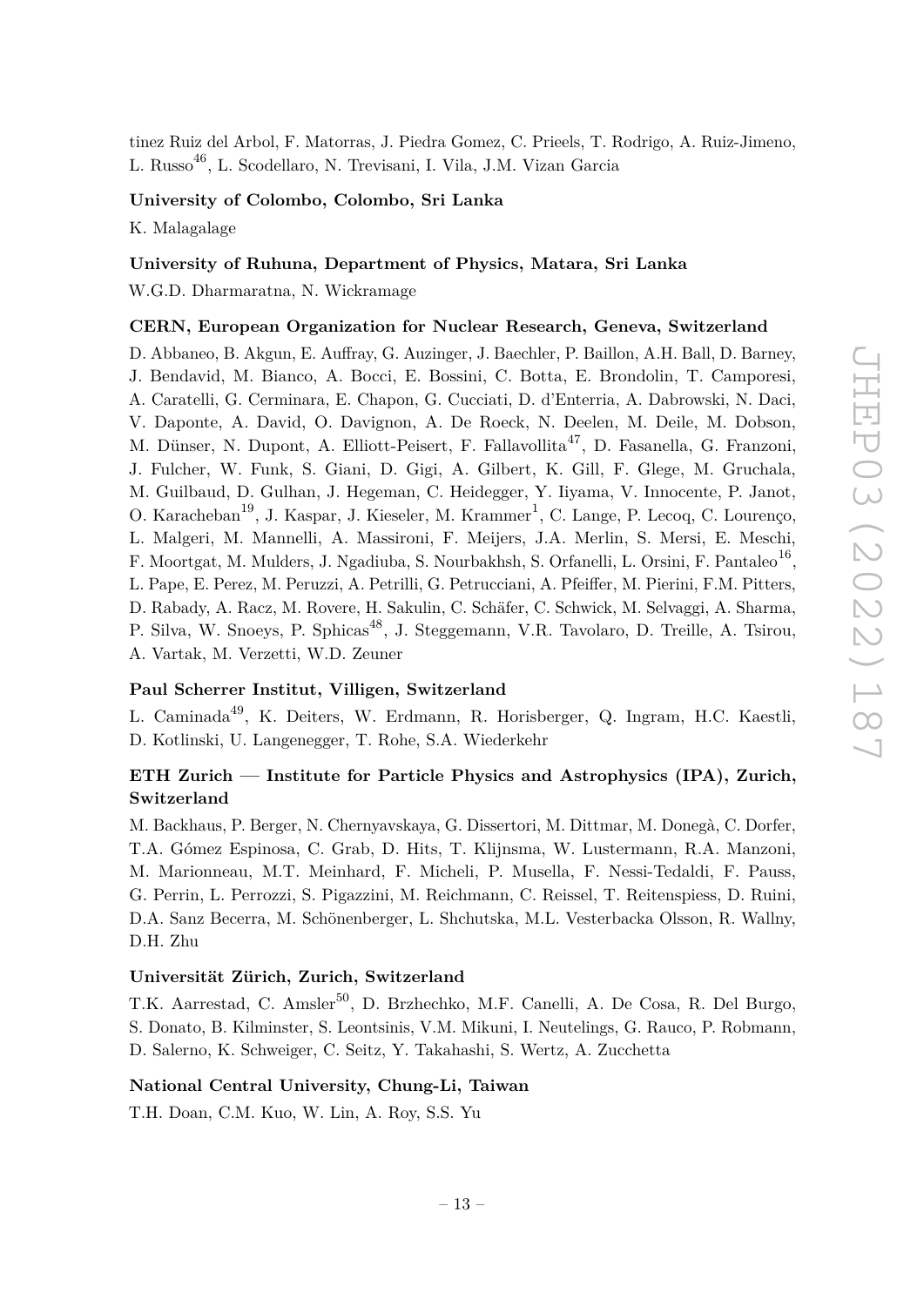tinez Ruiz del Arbol, F. Matorras, J. Piedra Gomez, C. Prieels, T. Rodrigo, A. Ruiz-Jimeno, L. Russo[46], L. Scodellaro, N. Trevisani, I. Vila, J.M. Vizan Garcia

**University of Colombo, Colombo, Sri Lanka**

K. Malagalage

**University of Ruhuna, Department of Physics, Matara, Sri Lanka**

W.G.D. Dharmaratna, N. Wickramage

**CERN, European Organization for Nuclear Research, Geneva, Switzerland**

D. Abbaneo, B. Akgun, E. Auffray, G. Auzinger, J. Baechler, P. Baillon, A.H. Ball, D. Barney, J. Bendavid, M. Bianco, A. Bocci, E. Bossini, C. Botta, E. Brondolin, T. Camporesi, A. Caratelli, G. Cerminara, E. Chapon, G. Cucciati, D. d'Enterria, A. Dabrowski, N. Daci, V. Daponte, A. David, O. Davignon, A. De Roeck, N. Deelen, M. Deile, M. Dobson, M. Dünser, N. Dupont, A. Elliott-Peisert, F. Fallavollita[47], D. Fasanella, G. Franzoni, J. Fulcher, W. Funk, S. Giani, D. Gigi, A. Gilbert, K. Gill, F. Glege, M. Gruchala, M. Guilbaud, D. Gulhan, J. Hegeman, C. Heidegger, Y. Iiyama, V. Innocente, P. Janot, O. Karacheban[19], J. Kaspar, J. Kieseler, M. Krammer[1], C. Lange, P. Lecoq, C. Lourenço, L. Malgeri, M. Mannelli, A. Massironi, F. Meijers, J.A. Merlin, S. Mersi, E. Meschi, F. Moortgat, M. Mulders, J. Ngadiuba, S. Nourbakhsh, S. Orfanelli, L. Orsini, F. Pantaleo[16], L. Pape, E. Perez, M. Peruzzi, A. Petrilli, G. Petrucciani, A. Pfeiffer, M. Pierini, F.M. Pitters, D. Rabady, A. Racz, M. Rovere, H. Sakulin, C. Schäfer, C. Schwick, M. Selvaggi, A. Sharma, P. Silva, W. Snoeys, P. Sphicas[48], J. Steggemann, V.R. Tavolaro, D. Treille, A. Tsirou, A. Vartak, M. Verzetti, W.D. Zeuner

**Paul Scherrer Institut, Villigen, Switzerland**

L. Caminada[49], K. Deiters, W. Erdmann, R. Horisberger, Q. Ingram, H.C. Kaestli, D. Kotlinski, U. Langenegger, T. Rohe, S.A. Wiederkehr

**ETH Zurich — Institute for Particle Physics and Astrophysics (IPA), Zurich, Switzerland**

M. Backhaus, P. Berger, N. Chernyavskaya, G. Dissertori, M. Dittmar, M. Donegà, C. Dorfer, T.A. Gómez Espinosa, C. Grab, D. Hits, T. Klijnsma, W. Lustermann, R.A. Manzoni, M. Marionneau, M.T. Meinhard, F. Micheli, P. Musella, F. Nessi-Tedaldi, F. Pauss, G. Perrin, L. Perrozzi, S. Pigazzini, M. Reichmann, C. Reissel, T. Reitenspiess, D. Ruini, D.A. Sanz Becerra, M. Schönenberger, L. Shchutska, M.L. Vesterbacka Olsson, R. Wallny, D.H. Zhu

**Universität Zürich, Zurich, Switzerland**

T.K. Aarrestad, C. Amsler[50], D. Brzhechko, M.F. Canelli, A. De Cosa, R. Del Burgo, S. Donato, B. Kilminster, S. Leontsinis, V.M. Mikuni, I. Neutelings, G. Rauco, P. Robmann, D. Salerno, K. Schweiger, C. Seitz, Y. Takahashi, S. Wertz, A. Zucchetta

**National Central University, Chung-Li, Taiwan**

T.H. Doan, C.M. Kuo, W. Lin, A. Roy, S.S. Yu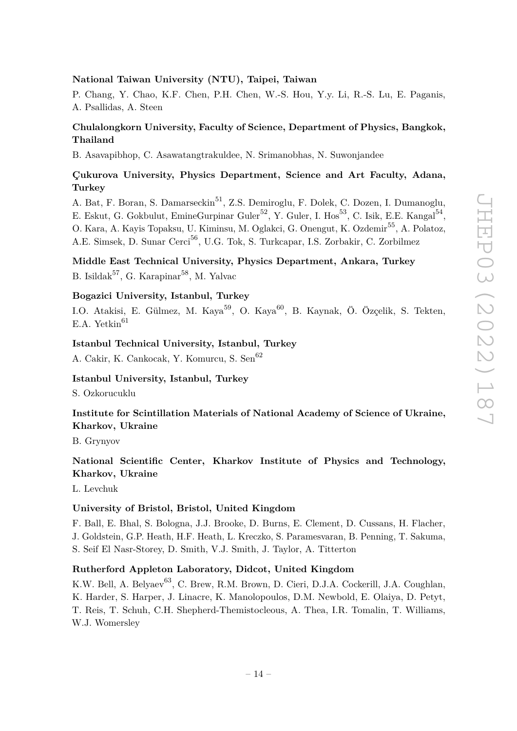**National Taiwan University (NTU), Taipei, Taiwan**

P. Chang, Y. Chao, K.F. Chen, P.H. Chen, W.-S. Hou, Y.y. Li, R.-S. Lu, E. Paganis, A. Psallidas, A. Steen

**Chulalongkorn University, Faculty of Science, Department of Physics, Bangkok, Thailand**

B. Asavapibhop, C. Asawatangtrakuldee, N. Srimanobhas, N. Suwonjandee

**Çukurova University, Physics Department, Science and Art Faculty, Adana, Turkey**

A. Bat, F. Boran, S. Damarseckin[51], Z.S. Demiroglu, F. Dolek, C. Dozen, I. Dumanoglu, E. Eskut, G. Gokbulut, EmineGurpinar Guler[52], Y. Guler, I. Hos[53], C. Isik, E.E. Kangal[54], O. Kara, A. Kayis Topaksu, U. Kiminsu, M. Oglakci, G. Onengut, K. Ozdemir[55], A. Polatoz, A.E. Simsek, D. Sunar Cerci[56], U.G. Tok, S. Turkcapar, I.S. Zorbakir, C. Zorbilmez

**Middle East Technical University, Physics Department, Ankara, Turkey**

B. Isildak[57], G. Karapinar[58], M. Yalvac

**Bogazici University, Istanbul, Turkey**

I.O. Atakisi, E. Gülmez, M. Kaya[59], O. Kaya[60], B. Kaynak, Ö. Özçelik, S. Tekten, E.A. Yetkin[61]

**Istanbul Technical University, Istanbul, Turkey**

A. Cakir, K. Cankocak, Y. Komurcu, S. Sen[62]

**Istanbul University, Istanbul, Turkey**

S. Ozkorucuklu

**Institute for Scintillation Materials of National Academy of Science of Ukraine, Kharkov, Ukraine**

B. Grynyov

**National Scientific Center, Kharkov Institute of Physics and Technology, Kharkov, Ukraine**

L. Levchuk

**University of Bristol, Bristol, United Kingdom**

F. Ball, E. Bhal, S. Bologna, J.J. Brooke, D. Burns, E. Clement, D. Cussans, H. Flacher, J. Goldstein, G.P. Heath, H.F. Heath, L. Kreczko, S. Paramesvaran, B. Penning, T. Sakuma, S. Seif El Nasr-Storey, D. Smith, V.J. Smith, J. Taylor, A. Titterton

**Rutherford Appleton Laboratory, Didcot, United Kingdom**

K.W. Bell, A. Belyaev[63], C. Brew, R.M. Brown, D. Cieri, D.J.A. Cockerill, J.A. Coughlan, K. Harder, S. Harper, J. Linacre, K. Manolopoulos, D.M. Newbold, E. Olaiya, D. Petyt, T. Reis, T. Schuh, C.H. Shepherd-Themistocleous, A. Thea, I.R. Tomalin, T. Williams, W.J. Womersley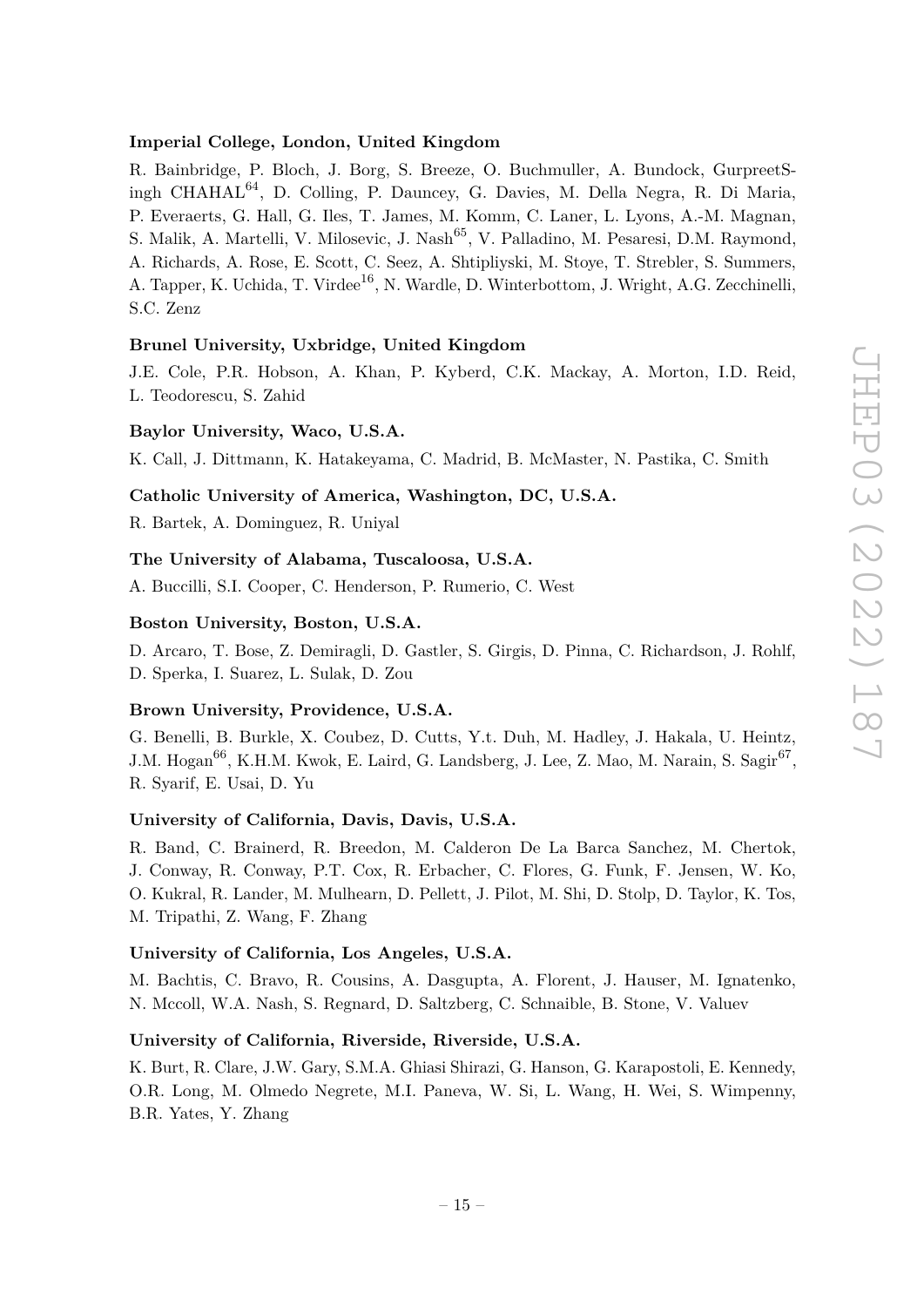**Imperial College, London, United Kingdom**

R. Bainbridge, P. Bloch, J. Borg, S. Breeze, O. Buchmuller, A. Bundock, GurpreetSingh CHAHAL[64], D. Colling, P. Dauncey, G. Davies, M. Della Negra, R. Di Maria, P. Everaerts, G. Hall, G. Iles, T. James, M. Komm, C. Laner, L. Lyons, A.-M. Magnan, S. Malik, A. Martelli, V. Milosevic, J. Nash[65], V. Palladino, M. Pesaresi, D.M. Raymond, A. Richards, A. Rose, E. Scott, C. Seez, A. Shtipliyski, M. Stoye, T. Strebler, S. Summers, A. Tapper, K. Uchida, T. Virdee[16], N. Wardle, D. Winterbottom, J. Wright, A.G. Zecchinelli, S.C. Zenz

**Brunel University, Uxbridge, United Kingdom**

J.E. Cole, P.R. Hobson, A. Khan, P. Kyberd, C.K. Mackay, A. Morton, I.D. Reid, L. Teodorescu, S. Zahid

**Baylor University, Waco, U.S.A.**

K. Call, J. Dittmann, K. Hatakeyama, C. Madrid, B. McMaster, N. Pastika, C. Smith

**Catholic University of America, Washington, DC, U.S.A.**

R. Bartek, A. Dominguez, R. Uniyal

**The University of Alabama, Tuscaloosa, U.S.A.**

A. Buccilli, S.I. Cooper, C. Henderson, P. Rumerio, C. West

**Boston University, Boston, U.S.A.**

D. Arcaro, T. Bose, Z. Demiragli, D. Gastler, S. Girgis, D. Pinna, C. Richardson, J. Rohlf, D. Sperka, I. Suarez, L. Sulak, D. Zou

**Brown University, Providence, U.S.A.**

G. Benelli, B. Burkle, X. Coubez, D. Cutts, Y.t. Duh, M. Hadley, J. Hakala, U. Heintz, J.M. Hogan[66], K.H.M. Kwok, E. Laird, G. Landsberg, J. Lee, Z. Mao, M. Narain, S. Sagir[67], R. Syarif, E. Usai, D. Yu

**University of California, Davis, Davis, U.S.A.**

R. Band, C. Brainerd, R. Breedon, M. Calderon De La Barca Sanchez, M. Chertok, J. Conway, R. Conway, P.T. Cox, R. Erbacher, C. Flores, G. Funk, F. Jensen, W. Ko, O. Kukral, R. Lander, M. Mulhearn, D. Pellett, J. Pilot, M. Shi, D. Stolp, D. Taylor, K. Tos, M. Tripathi, Z. Wang, F. Zhang

**University of California, Los Angeles, U.S.A.**

M. Bachtis, C. Bravo, R. Cousins, A. Dasgupta, A. Florent, J. Hauser, M. Ignatenko, N. Mccoll, W.A. Nash, S. Regnard, D. Saltzberg, C. Schnaible, B. Stone, V. Valuev

**University of California, Riverside, Riverside, U.S.A.**

K. Burt, R. Clare, J.W. Gary, S.M.A. Ghiasi Shirazi, G. Hanson, G. Karapostoli, E. Kennedy, O.R. Long, M. Olmedo Negrete, M.I. Paneva, W. Si, L. Wang, H. Wei, S. Wimpenny, B.R. Yates, Y. Zhang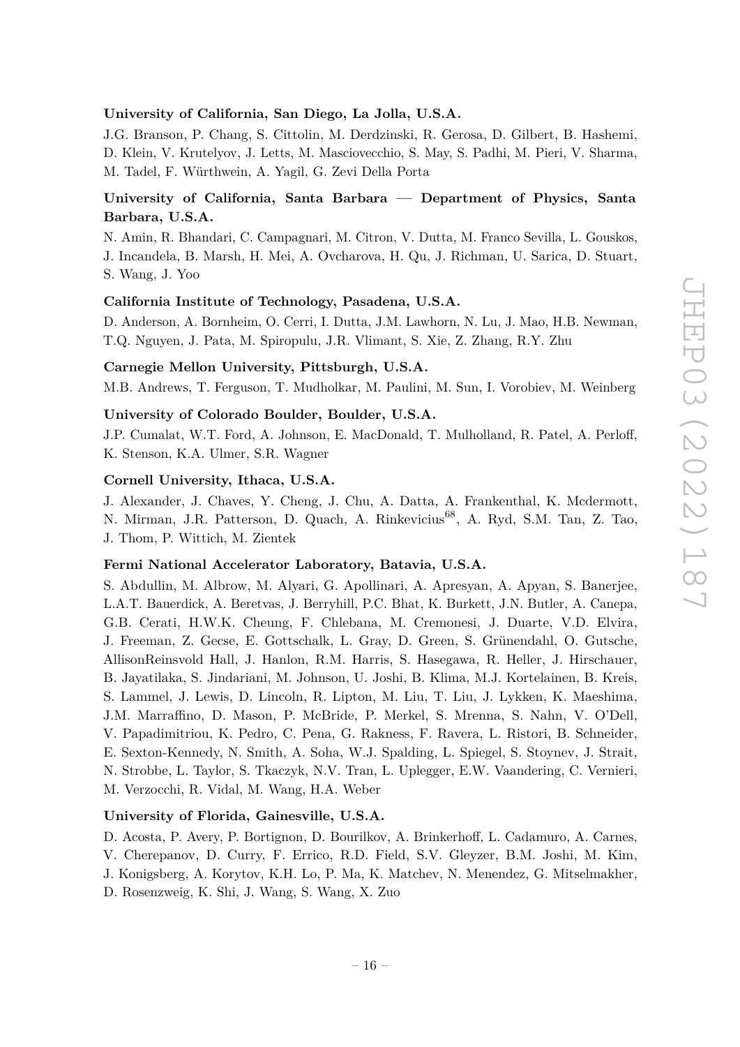**University of California, San Diego, La Jolla, U.S.A.**

J.G. Branson, P. Chang, S. Cittolin, M. Derdzinski, R. Gerosa, D. Gilbert, B. Hashemi, D. Klein, V. Krutelyov, J. Letts, M. Masciovecchio, S. May, S. Padhi, M. Pieri, V. Sharma, M. Tadel, F. Würthwein, A. Yagil, G. Zevi Della Porta

**University of California, Santa Barbara — Department of Physics, Santa Barbara, U.S.A.**

N. Amin, R. Bhandari, C. Campagnari, M. Citron, V. Dutta, M. Franco Sevilla, L. Gouskos, J. Incandela, B. Marsh, H. Mei, A. Ovcharova, H. Qu, J. Richman, U. Sarica, D. Stuart, S. Wang, J. Yoo

**California Institute of Technology, Pasadena, U.S.A.**

D. Anderson, A. Bornheim, O. Cerri, I. Dutta, J.M. Lawhorn, N. Lu, J. Mao, H.B. Newman, T.Q. Nguyen, J. Pata, M. Spiropulu, J.R. Vlimant, S. Xie, Z. Zhang, R.Y. Zhu

**Carnegie Mellon University, Pittsburgh, U.S.A.**

M.B. Andrews, T. Ferguson, T. Mudholkar, M. Paulini, M. Sun, I. Vorobiev, M. Weinberg

**University of Colorado Boulder, Boulder, U.S.A.**

J.P. Cumalat, W.T. Ford, A. Johnson, E. MacDonald, T. Mulholland, R. Patel, A. Perloff, K. Stenson, K.A. Ulmer, S.R. Wagner

**Cornell University, Ithaca, U.S.A.**

J. Alexander, J. Chaves, Y. Cheng, J. Chu, A. Datta, A. Frankenthal, K. Mcdermott, N. Mirman, J.R. Patterson, D. Quach, A. Rinkevicius[68], A. Ryd, S.M. Tan, Z. Tao, J. Thom, P. Wittich, M. Zientek

**Fermi National Accelerator Laboratory, Batavia, U.S.A.**

S. Abdullin, M. Albrow, M. Alyari, G. Apollinari, A. Apresyan, A. Apyan, S. Banerjee, L.A.T. Bauerdick, A. Beretvas, J. Berryhill, P.C. Bhat, K. Burkett, J.N. Butler, A. Canepa, G.B. Cerati, H.W.K. Cheung, F. Chlebana, M. Cremonesi, J. Duarte, V.D. Elvira, J. Freeman, Z. Gecse, E. Gottschalk, L. Gray, D. Green, S. Grünendahl, O. Gutsche, AllisonReinsvold Hall, J. Hanlon, R.M. Harris, S. Hasegawa, R. Heller, J. Hirschauer, B. Jayatilaka, S. Jindariani, M. Johnson, U. Joshi, B. Klima, M.J. Kortelainen, B. Kreis, S. Lammel, J. Lewis, D. Lincoln, R. Lipton, M. Liu, T. Liu, J. Lykken, K. Maeshima, J.M. Marraffino, D. Mason, P. McBride, P. Merkel, S. Mrenna, S. Nahn, V. O'Dell, V. Papadimitriou, K. Pedro, C. Pena, G. Rakness, F. Ravera, L. Ristori, B. Schneider, E. Sexton-Kennedy, N. Smith, A. Soha, W.J. Spalding, L. Spiegel, S. Stoynev, J. Strait, N. Strobbe, L. Taylor, S. Tkaczyk, N.V. Tran, L. Uplegger, E.W. Vaandering, C. Vernieri, M. Verzocchi, R. Vidal, M. Wang, H.A. Weber

**University of Florida, Gainesville, U.S.A.**

D. Acosta, P. Avery, P. Bortignon, D. Bourilkov, A. Brinkerhoff, L. Cadamuro, A. Carnes, V. Cherepanov, D. Curry, F. Errico, R.D. Field, S.V. Gleyzer, B.M. Joshi, M. Kim, J. Konigsberg, A. Korytov, K.H. Lo, P. Ma, K. Matchev, N. Menendez, G. Mitselmakher, D. Rosenzweig, K. Shi, J. Wang, S. Wang, X. Zuo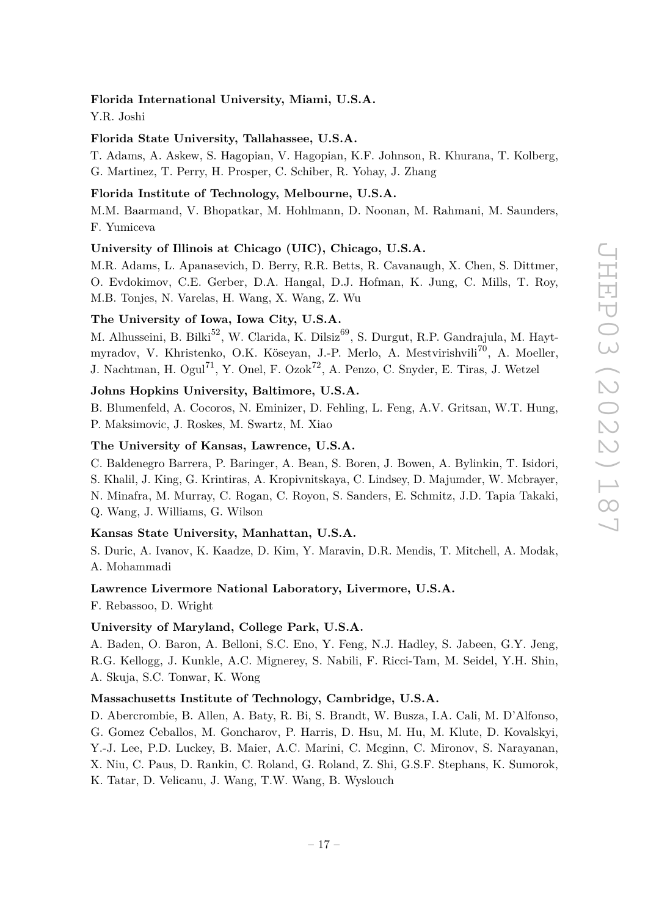**Florida International University, Miami, U.S.A.**

Y.R. Joshi

**Florida State University, Tallahassee, U.S.A.**

T. Adams, A. Askew, S. Hagopian, V. Hagopian, K.F. Johnson, R. Khurana, T. Kolberg, G. Martinez, T. Perry, H. Prosper, C. Schiber, R. Yohay, J. Zhang

**Florida Institute of Technology, Melbourne, U.S.A.**

M.M. Baarmand, V. Bhopatkar, M. Hohlmann, D. Noonan, M. Rahmani, M. Saunders, F. Yumiceva

**University of Illinois at Chicago (UIC), Chicago, U.S.A.**

M.R. Adams, L. Apanasevich, D. Berry, R.R. Betts, R. Cavanaugh, X. Chen, S. Dittmer, O. Evdokimov, C.E. Gerber, D.A. Hangal, D.J. Hofman, K. Jung, C. Mills, T. Roy, M.B. Tonjes, N. Varelas, H. Wang, X. Wang, Z. Wu

**The University of Iowa, Iowa City, U.S.A.**

M. Alhusseini, B. Bilki[52], W. Clarida, K. Dilsiz[69], S. Durgut, R.P. Gandrajula, M. Haytmyradov, V. Khristenko, O.K. Köseyan, J.-P. Merlo, A. Mestvirishvili[70], A. Moeller, J. Nachtman, H. Ogul[71], Y. Onel, F. Ozok[72], A. Penzo, C. Snyder, E. Tiras, J. Wetzel

**Johns Hopkins University, Baltimore, U.S.A.**

B. Blumenfeld, A. Cocoros, N. Eminizer, D. Fehling, L. Feng, A.V. Gritsan, W.T. Hung, P. Maksimovic, J. Roskes, M. Swartz, M. Xiao

**The University of Kansas, Lawrence, U.S.A.**

C. Baldenegro Barrera, P. Baringer, A. Bean, S. Boren, J. Bowen, A. Bylinkin, T. Isidori, S. Khalil, J. King, G. Krintiras, A. Kropivnitskaya, C. Lindsey, D. Majumder, W. Mcbrayer, N. Minafra, M. Murray, C. Rogan, C. Royon, S. Sanders, E. Schmitz, J.D. Tapia Takaki, Q. Wang, J. Williams, G. Wilson

**Kansas State University, Manhattan, U.S.A.**

S. Duric, A. Ivanov, K. Kaadze, D. Kim, Y. Maravin, D.R. Mendis, T. Mitchell, A. Modak, A. Mohammadi

**Lawrence Livermore National Laboratory, Livermore, U.S.A.**

F. Rebassoo, D. Wright

**University of Maryland, College Park, U.S.A.**

A. Baden, O. Baron, A. Belloni, S.C. Eno, Y. Feng, N.J. Hadley, S. Jabeen, G.Y. Jeng, R.G. Kellogg, J. Kunkle, A.C. Mignerey, S. Nabili, F. Ricci-Tam, M. Seidel, Y.H. Shin, A. Skuja, S.C. Tonwar, K. Wong

**Massachusetts Institute of Technology, Cambridge, U.S.A.**

D. Abercrombie, B. Allen, A. Baty, R. Bi, S. Brandt, W. Busza, I.A. Cali, M. D'Alfonso, G. Gomez Ceballos, M. Goncharov, P. Harris, D. Hsu, M. Hu, M. Klute, D. Kovalskyi, Y.-J. Lee, P.D. Luckey, B. Maier, A.C. Marini, C. Mcginn, C. Mironov, S. Narayanan, X. Niu, C. Paus, D. Rankin, C. Roland, G. Roland, Z. Shi, G.S.F. Stephans, K. Sumorok, K. Tatar, D. Velicanu, J. Wang, T.W. Wang, B. Wyslouch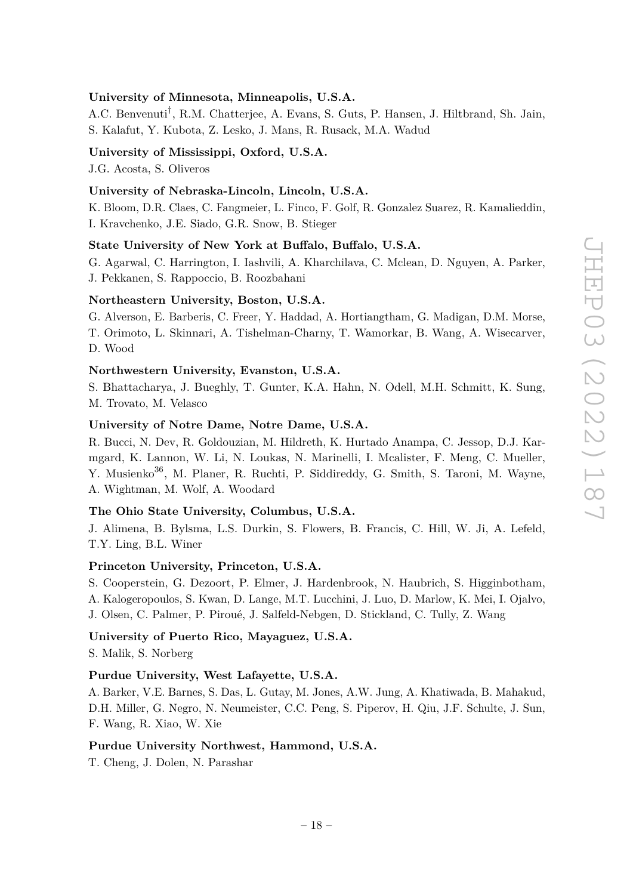**University of Minnesota, Minneapolis, U.S.A.**

A.C. Benvenuti[†], R.M. Chatterjee, A. Evans, S. Guts, P. Hansen, J. Hiltbrand, Sh. Jain, S. Kalafut, Y. Kubota, Z. Lesko, J. Mans, R. Rusack, M.A. Wadud

**University of Mississippi, Oxford, U.S.A.**

J.G. Acosta, S. Oliveros

**University of Nebraska-Lincoln, Lincoln, U.S.A.**

K. Bloom, D.R. Claes, C. Fangmeier, L. Finco, F. Golf, R. Gonzalez Suarez, R. Kamalieddin, I. Kravchenko, J.E. Siado, G.R. Snow, B. Stieger

**State University of New York at Buffalo, Buffalo, U.S.A.**

G. Agarwal, C. Harrington, I. Iashvili, A. Kharchilava, C. Mclean, D. Nguyen, A. Parker, J. Pekkanen, S. Rappoccio, B. Roozbahani

**Northeastern University, Boston, U.S.A.**

G. Alverson, E. Barberis, C. Freer, Y. Haddad, A. Hortiangtham, G. Madigan, D.M. Morse, T. Orimoto, L. Skinnari, A. Tishelman-Charny, T. Wamorkar, B. Wang, A. Wisecarver, D. Wood

**Northwestern University, Evanston, U.S.A.**

S. Bhattacharya, J. Bueghly, T. Gunter, K.A. Hahn, N. Odell, M.H. Schmitt, K. Sung, M. Trovato, M. Velasco

**University of Notre Dame, Notre Dame, U.S.A.**

R. Bucci, N. Dev, R. Goldouzian, M. Hildreth, K. Hurtado Anampa, C. Jessop, D.J. Karmgard, K. Lannon, W. Li, N. Loukas, N. Marinelli, I. Mcalister, F. Meng, C. Mueller, Y. Musienko[36], M. Planer, R. Ruchti, P. Siddireddy, G. Smith, S. Taroni, M. Wayne, A. Wightman, M. Wolf, A. Woodard

**The Ohio State University, Columbus, U.S.A.**

J. Alimena, B. Bylsma, L.S. Durkin, S. Flowers, B. Francis, C. Hill, W. Ji, A. Lefeld, T.Y. Ling, B.L. Winer

**Princeton University, Princeton, U.S.A.**

S. Cooperstein, G. Dezoort, P. Elmer, J. Hardenbrook, N. Haubrich, S. Higginbotham, A. Kalogeropoulos, S. Kwan, D. Lange, M.T. Lucchini, J. Luo, D. Marlow, K. Mei, I. Ojalvo, J. Olsen, C. Palmer, P. Piroué, J. Salfeld-Nebgen, D. Stickland, C. Tully, Z. Wang

**University of Puerto Rico, Mayaguez, U.S.A.**

S. Malik, S. Norberg

**Purdue University, West Lafayette, U.S.A.**

A. Barker, V.E. Barnes, S. Das, L. Gutay, M. Jones, A.W. Jung, A. Khatiwada, B. Mahakud, D.H. Miller, G. Negro, N. Neumeister, C.C. Peng, S. Piperov, H. Qiu, J.F. Schulte, J. Sun, F. Wang, R. Xiao, W. Xie

**Purdue University Northwest, Hammond, U.S.A.**

T. Cheng, J. Dolen, N. Parashar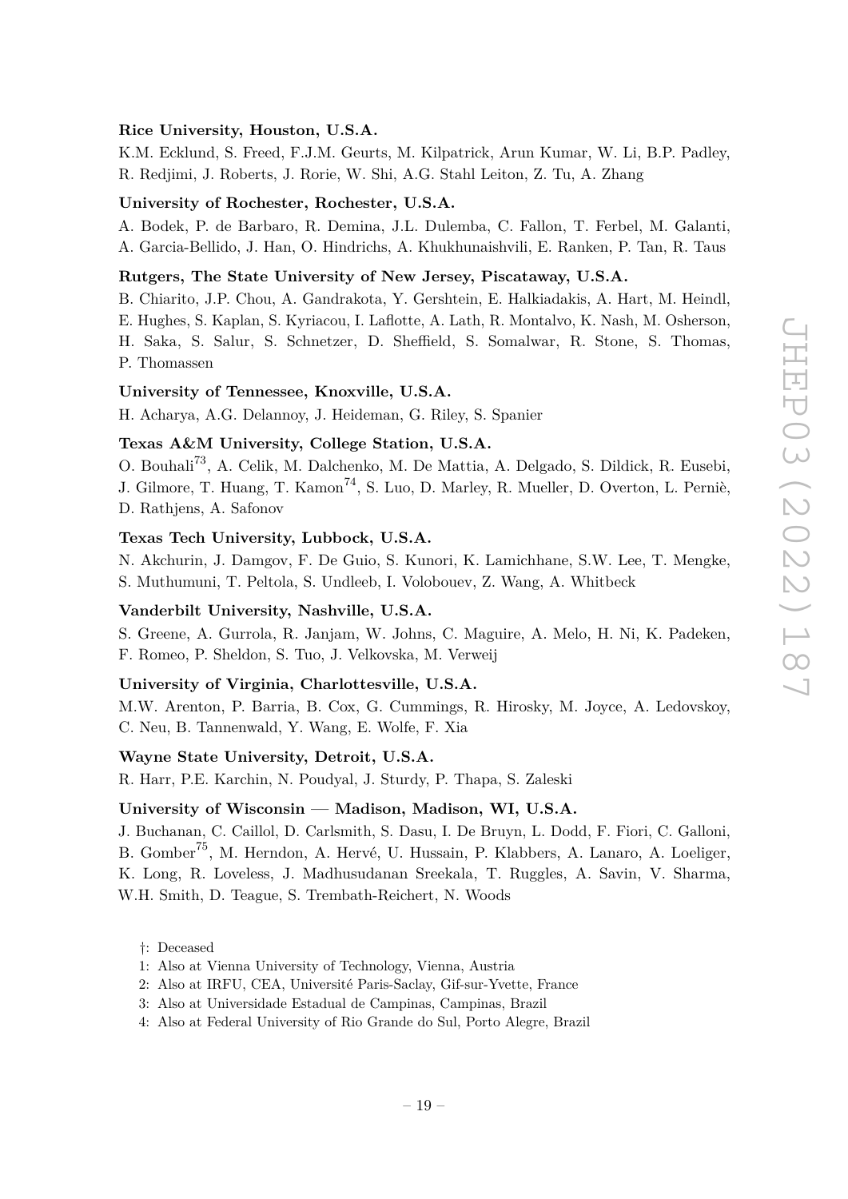**Rice University, Houston, U.S.A.**

K.M. Ecklund, S. Freed, F.J.M. Geurts, M. Kilpatrick, Arun Kumar, W. Li, B.P. Padley, R. Redjimi, J. Roberts, J. Rorie, W. Shi, A.G. Stahl Leiton, Z. Tu, A. Zhang

**University of Rochester, Rochester, U.S.A.**

A. Bodek, P. de Barbaro, R. Demina, J.L. Dulemba, C. Fallon, T. Ferbel, M. Galanti, A. Garcia-Bellido, J. Han, O. Hindrichs, A. Khukhunaishvili, E. Ranken, P. Tan, R. Taus

**Rutgers, The State University of New Jersey, Piscataway, U.S.A.**

B. Chiarito, J.P. Chou, A. Gandrakota, Y. Gershtein, E. Halkiadakis, A. Hart, M. Heindl, E. Hughes, S. Kaplan, S. Kyriacou, I. Laflotte, A. Lath, R. Montalvo, K. Nash, M. Osherson, H. Saka, S. Salur, S. Schnetzer, D. Sheffield, S. Somalwar, R. Stone, S. Thomas, P. Thomassen

**University of Tennessee, Knoxville, U.S.A.**

H. Acharya, A.G. Delannoy, J. Heideman, G. Riley, S. Spanier

**Texas A&M University, College Station, U.S.A.**

O. Bouhali[73], A. Celik, M. Dalchenko, M. De Mattia, A. Delgado, S. Dildick, R. Eusebi, J. Gilmore, T. Huang, T. Kamon[74], S. Luo, D. Marley, R. Mueller, D. Overton, L. Perniè, D. Rathjens, A. Safonov

**Texas Tech University, Lubbock, U.S.A.**

N. Akchurin, J. Damgov, F. De Guio, S. Kunori, K. Lamichhane, S.W. Lee, T. Mengke, S. Muthumuni, T. Peltola, S. Undleeb, I. Volobouev, Z. Wang, A. Whitbeck

**Vanderbilt University, Nashville, U.S.A.**

S. Greene, A. Gurrola, R. Janjam, W. Johns, C. Maguire, A. Melo, H. Ni, K. Padeken, F. Romeo, P. Sheldon, S. Tuo, J. Velkovska, M. Verweij

**University of Virginia, Charlottesville, U.S.A.**

M.W. Arenton, P. Barria, B. Cox, G. Cummings, R. Hirosky, M. Joyce, A. Ledovskoy, C. Neu, B. Tannenwald, Y. Wang, E. Wolfe, F. Xia

**Wayne State University, Detroit, U.S.A.**

R. Harr, P.E. Karchin, N. Poudyal, J. Sturdy, P. Thapa, S. Zaleski

**University of Wisconsin — Madison, Madison, WI, U.S.A.**

J. Buchanan, C. Caillol, D. Carlsmith, S. Dasu, I. De Bruyn, L. Dodd, F. Fiori, C. Galloni, B. Gomber[75], M. Herndon, A. Hervé, U. Hussain, P. Klabbers, A. Lanaro, A. Loeliger, K. Long, R. Loveless, J. Madhusudanan Sreekala, T. Ruggles, A. Savin, V. Sharma, W.H. Smith, D. Teague, S. Trembath-Reichert, N. Woods

†: Deceased

1: Also at Vienna University of Technology, Vienna, Austria

2: Also at IRFU, CEA, Université Paris-Saclay, Gif-sur-Yvette, France

3: Also at Universidade Estadual de Campinas, Campinas, Brazil

4: Also at Federal University of Rio Grande do Sul, Porto Alegre, Brazil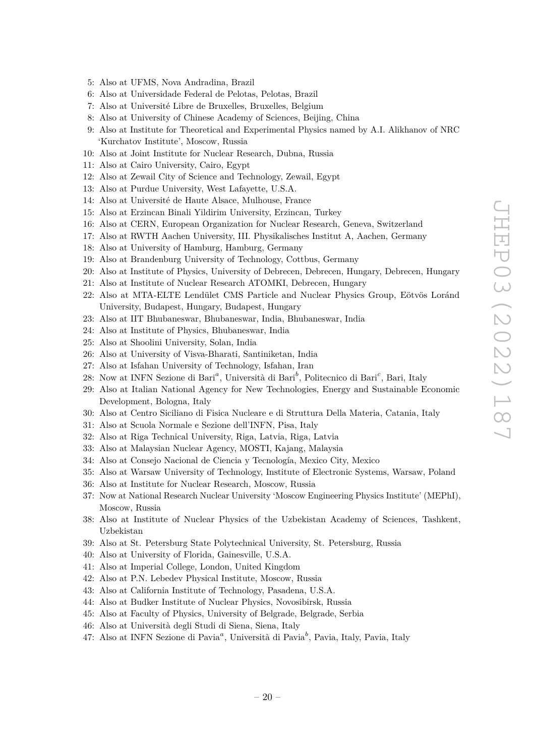5: Also at UFMS, Nova Andradina, Brazil
6: Also at Universidade Federal de Pelotas, Pelotas, Brazil
7: Also at Université Libre de Bruxelles, Bruxelles, Belgium
8: Also at University of Chinese Academy of Sciences, Beijing, China
9: Also at Institute for Theoretical and Experimental Physics named by A.I. Alikhanov of NRC 'Kurchatov Institute', Moscow, Russia
10: Also at Joint Institute for Nuclear Research, Dubna, Russia
11: Also at Cairo University, Cairo, Egypt
12: Also at Zewail City of Science and Technology, Zewail, Egypt
13: Also at Purdue University, West Lafayette, U.S.A.
14: Also at Université de Haute Alsace, Mulhouse, France
15: Also at Erzincan Binali Yildirim University, Erzincan, Turkey
16: Also at CERN, European Organization for Nuclear Research, Geneva, Switzerland
17: Also at RWTH Aachen University, III. Physikalisches Institut A, Aachen, Germany
18: Also at University of Hamburg, Hamburg, Germany
19: Also at Brandenburg University of Technology, Cottbus, Germany
20: Also at Institute of Physics, University of Debrecen, Debrecen, Hungary, Debrecen, Hungary
21: Also at Institute of Nuclear Research ATOMKI, Debrecen, Hungary
22: Also at MTA-ELTE Lendület CMS Particle and Nuclear Physics Group, Eötvös Loránd University, Budapest, Hungary, Budapest, Hungary
23: Also at IIT Bhubaneswar, Bhubaneswar, India, Bhubaneswar, India
24: Also at Institute of Physics, Bhubaneswar, India
25: Also at Shoolini University, Solan, India
26: Also at University of Visva-Bharati, Santiniketan, India
27: Also at Isfahan University of Technology, Isfahan, Iran
28: Now at INFN Sezione di Bari[a], Università di Bari[b], Politecnico di Bari[c], Bari, Italy
29: Also at Italian National Agency for New Technologies, Energy and Sustainable Economic Development, Bologna, Italy
30: Also at Centro Siciliano di Fisica Nucleare e di Struttura Della Materia, Catania, Italy
31: Also at Scuola Normale e Sezione dell'INFN, Pisa, Italy
32: Also at Riga Technical University, Riga, Latvia, Riga, Latvia
33: Also at Malaysian Nuclear Agency, MOSTI, Kajang, Malaysia
34: Also at Consejo Nacional de Ciencia y Tecnología, Mexico City, Mexico
35: Also at Warsaw University of Technology, Institute of Electronic Systems, Warsaw, Poland
36: Also at Institute for Nuclear Research, Moscow, Russia
37: Now at National Research Nuclear University 'Moscow Engineering Physics Institute' (MEPhI), Moscow, Russia
38: Also at Institute of Nuclear Physics of the Uzbekistan Academy of Sciences, Tashkent, Uzbekistan
39: Also at St. Petersburg State Polytechnical University, St. Petersburg, Russia
40: Also at University of Florida, Gainesville, U.S.A.
41: Also at Imperial College, London, United Kingdom
42: Also at P.N. Lebedev Physical Institute, Moscow, Russia
43: Also at California Institute of Technology, Pasadena, U.S.A.
44: Also at Budker Institute of Nuclear Physics, Novosibirsk, Russia
45: Also at Faculty of Physics, University of Belgrade, Belgrade, Serbia
46: Also at Università degli Studi di Siena, Siena, Italy
47: Also at INFN Sezione di Pavia[a], Università di Pavia[b], Pavia, Italy, Pavia, Italy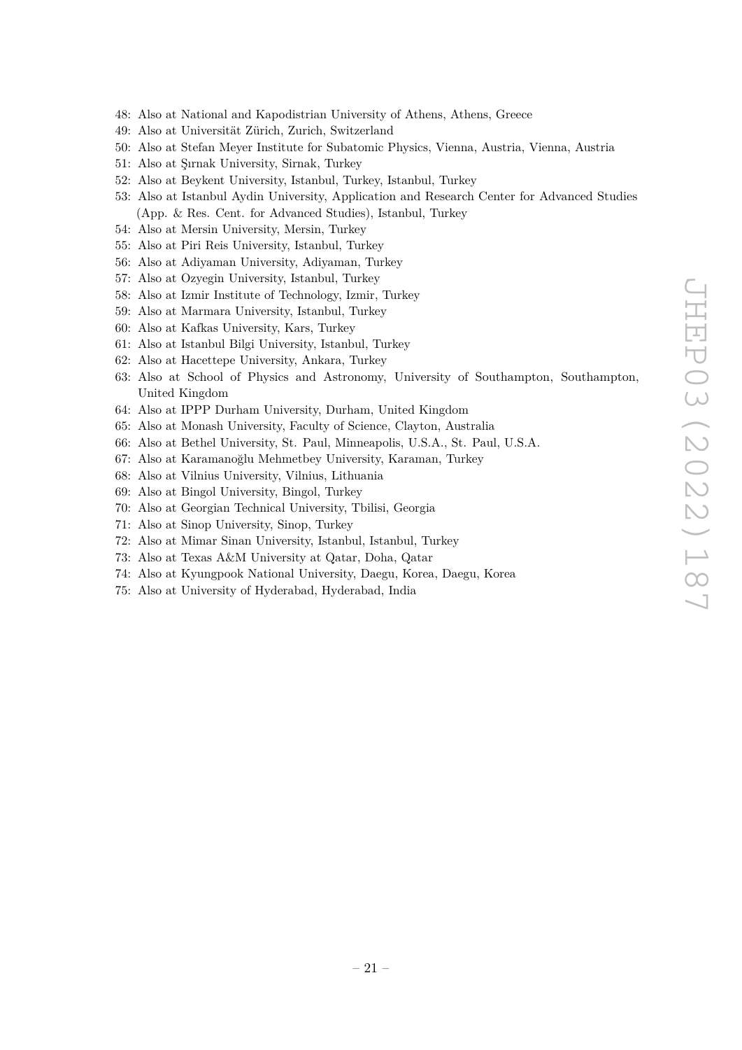48: Also at National and Kapodistrian University of Athens, Athens, Greece
49: Also at Universität Zürich, Zurich, Switzerland
50: Also at Stefan Meyer Institute for Subatomic Physics, Vienna, Austria, Vienna, Austria
51: Also at Şırnak University, Sirnak, Turkey
52: Also at Beykent University, Istanbul, Turkey, Istanbul, Turkey
53: Also at Istanbul Aydin University, Application and Research Center for Advanced Studies (App. & Res. Cent. for Advanced Studies), Istanbul, Turkey
54: Also at Mersin University, Mersin, Turkey
55: Also at Piri Reis University, Istanbul, Turkey
56: Also at Adiyaman University, Adiyaman, Turkey
57: Also at Ozyegin University, Istanbul, Turkey
58: Also at Izmir Institute of Technology, Izmir, Turkey
59: Also at Marmara University, Istanbul, Turkey
60: Also at Kafkas University, Kars, Turkey
61: Also at Istanbul Bilgi University, Istanbul, Turkey
62: Also at Hacettepe University, Ankara, Turkey
63: Also at School of Physics and Astronomy, University of Southampton, Southampton, United Kingdom
64: Also at IPPP Durham University, Durham, United Kingdom
65: Also at Monash University, Faculty of Science, Clayton, Australia
66: Also at Bethel University, St. Paul, Minneapolis, U.S.A., St. Paul, U.S.A.
67: Also at Karamanoğlu Mehmetbey University, Karaman, Turkey
68: Also at Vilnius University, Vilnius, Lithuania
69: Also at Bingol University, Bingol, Turkey
70: Also at Georgian Technical University, Tbilisi, Georgia
71: Also at Sinop University, Sinop, Turkey
72: Also at Mimar Sinan University, Istanbul, Istanbul, Turkey
73: Also at Texas A&M University at Qatar, Doha, Qatar
74: Also at Kyungpook National University, Daegu, Korea, Daegu, Korea
75: Also at University of Hyderabad, Hyderabad, India